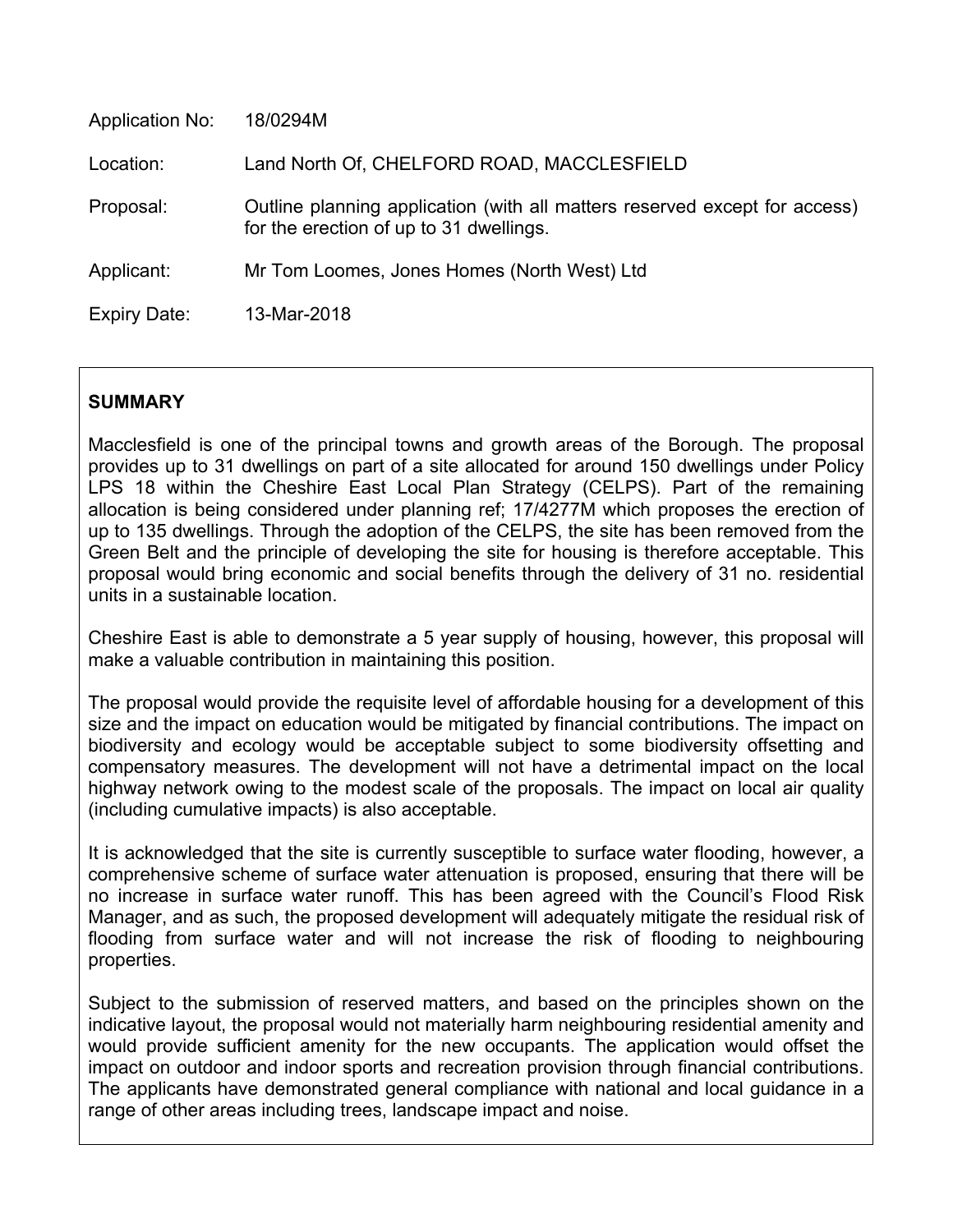| | |
|---|---|
| Application No: | 18/0294M |
| Location: | Land North Of, CHELFORD ROAD, MACCLESFIELD |
| Proposal: | Outline planning application (with all matters reserved except for access) for the erection of up to 31 dwellings. |
| Applicant: | Mr Tom Loomes, Jones Homes (North West) Ltd |
| Expiry Date: | 13-Mar-2018 |

## SUMMARY

Macclesfield is one of the principal towns and growth areas of the Borough. The proposal provides up to 31 dwellings on part of a site allocated for around 150 dwellings under Policy LPS 18 within the Cheshire East Local Plan Strategy (CELPS). Part of the remaining allocation is being considered under planning ref; 17/4277M which proposes the erection of up to 135 dwellings. Through the adoption of the CELPS, the site has been removed from the Green Belt and the principle of developing the site for housing is therefore acceptable. This proposal would bring economic and social benefits through the delivery of 31 no. residential units in a sustainable location.

Cheshire East is able to demonstrate a 5 year supply of housing, however, this proposal will make a valuable contribution in maintaining this position.

The proposal would provide the requisite level of affordable housing for a development of this size and the impact on education would be mitigated by financial contributions. The impact on biodiversity and ecology would be acceptable subject to some biodiversity offsetting and compensatory measures. The development will not have a detrimental impact on the local highway network owing to the modest scale of the proposals. The impact on local air quality (including cumulative impacts) is also acceptable.

It is acknowledged that the site is currently susceptible to surface water flooding, however, a comprehensive scheme of surface water attenuation is proposed, ensuring that there will be no increase in surface water runoff. This has been agreed with the Council's Flood Risk Manager, and as such, the proposed development will adequately mitigate the residual risk of flooding from surface water and will not increase the risk of flooding to neighbouring properties.

Subject to the submission of reserved matters, and based on the principles shown on the indicative layout, the proposal would not materially harm neighbouring residential amenity and would provide sufficient amenity for the new occupants. The application would offset the impact on outdoor and indoor sports and recreation provision through financial contributions. The applicants have demonstrated general compliance with national and local guidance in a range of other areas including trees, landscape impact and noise.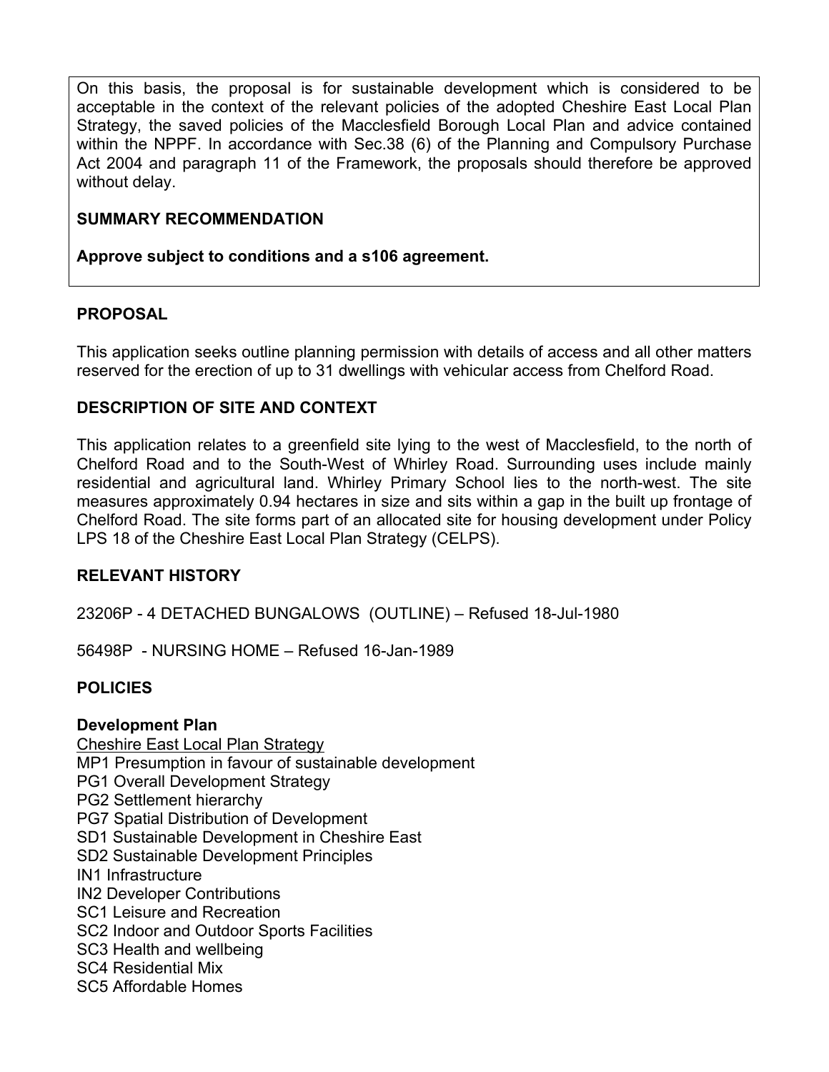On this basis, the proposal is for sustainable development which is considered to be acceptable in the context of the relevant policies of the adopted Cheshire East Local Plan Strategy, the saved policies of the Macclesfield Borough Local Plan and advice contained within the NPPF. In accordance with Sec.38 (6) of the Planning and Compulsory Purchase Act 2004 and paragraph 11 of the Framework, the proposals should therefore be approved without delay.

**SUMMARY RECOMMENDATION**

**Approve subject to conditions and a s106 agreement.**

## PROPOSAL

This application seeks outline planning permission with details of access and all other matters reserved for the erection of up to 31 dwellings with vehicular access from Chelford Road.

## DESCRIPTION OF SITE AND CONTEXT

This application relates to a greenfield site lying to the west of Macclesfield, to the north of Chelford Road and to the South-West of Whirley Road. Surrounding uses include mainly residential and agricultural land. Whirley Primary School lies to the north-west. The site measures approximately 0.94 hectares in size and sits within a gap in the built up frontage of Chelford Road. The site forms part of an allocated site for housing development under Policy LPS 18 of the Cheshire East Local Plan Strategy (CELPS).

## RELEVANT HISTORY

23206P - 4 DETACHED BUNGALOWS (OUTLINE) – Refused 18-Jul-1980

56498P - NURSING HOME – Refused 16-Jan-1989

## POLICIES

### Development Plan

Cheshire East Local Plan Strategy

MP1 Presumption in favour of sustainable development
PG1 Overall Development Strategy
PG2 Settlement hierarchy
PG7 Spatial Distribution of Development
SD1 Sustainable Development in Cheshire East
SD2 Sustainable Development Principles
IN1 Infrastructure
IN2 Developer Contributions
SC1 Leisure and Recreation
SC2 Indoor and Outdoor Sports Facilities
SC3 Health and wellbeing
SC4 Residential Mix
SC5 Affordable Homes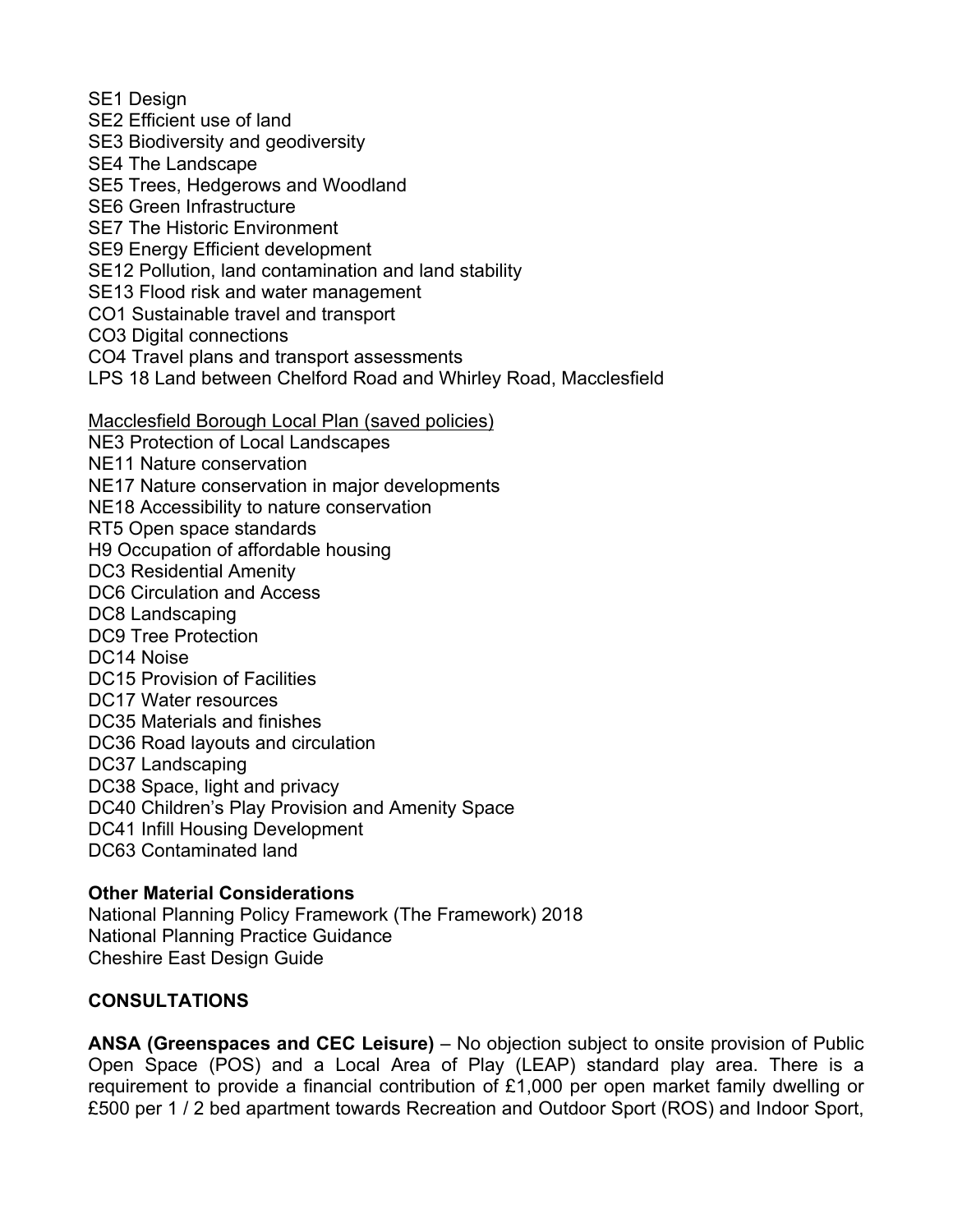SE1 Design
SE2 Efficient use of land
SE3 Biodiversity and geodiversity
SE4 The Landscape
SE5 Trees, Hedgerows and Woodland
SE6 Green Infrastructure
SE7 The Historic Environment
SE9 Energy Efficient development
SE12 Pollution, land contamination and land stability
SE13 Flood risk and water management
CO1 Sustainable travel and transport
CO3 Digital connections
CO4 Travel plans and transport assessments
LPS 18 Land between Chelford Road and Whirley Road, Macclesfield

<u>Macclesfield Borough Local Plan (saved policies)</u>
NE3 Protection of Local Landscapes
NE11 Nature conservation
NE17 Nature conservation in major developments
NE18 Accessibility to nature conservation
RT5 Open space standards
H9 Occupation of affordable housing
DC3 Residential Amenity
DC6 Circulation and Access
DC8 Landscaping
DC9 Tree Protection
DC14 Noise
DC15 Provision of Facilities
DC17 Water resources
DC35 Materials and finishes
DC36 Road layouts and circulation
DC37 Landscaping
DC38 Space, light and privacy
DC40 Children's Play Provision and Amenity Space
DC41 Infill Housing Development
DC63 Contaminated land

**Other Material Considerations**
National Planning Policy Framework (The Framework) 2018
National Planning Practice Guidance
Cheshire East Design Guide

## CONSULTATIONS

**ANSA (Greenspaces and CEC Leisure)** – No objection subject to onsite provision of Public Open Space (POS) and a Local Area of Play (LEAP) standard play area. There is a requirement to provide a financial contribution of £1,000 per open market family dwelling or £500 per 1 / 2 bed apartment towards Recreation and Outdoor Sport (ROS) and Indoor Sport,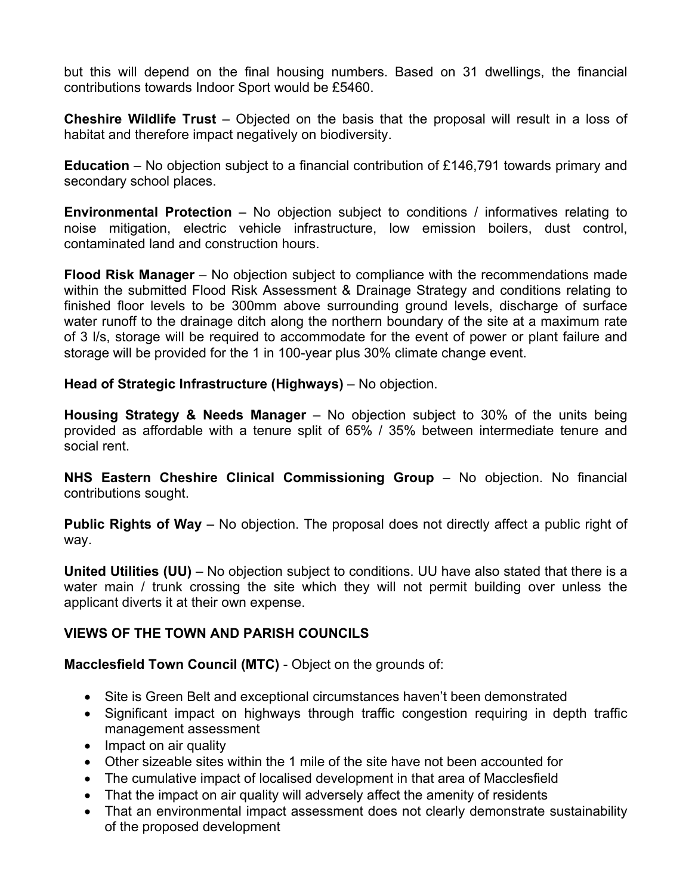but this will depend on the final housing numbers. Based on 31 dwellings, the financial contributions towards Indoor Sport would be £5460.

**Cheshire Wildlife Trust** – Objected on the basis that the proposal will result in a loss of habitat and therefore impact negatively on biodiversity.

**Education** – No objection subject to a financial contribution of £146,791 towards primary and secondary school places.

**Environmental Protection** – No objection subject to conditions / informatives relating to noise mitigation, electric vehicle infrastructure, low emission boilers, dust control, contaminated land and construction hours.

**Flood Risk Manager** – No objection subject to compliance with the recommendations made within the submitted Flood Risk Assessment & Drainage Strategy and conditions relating to finished floor levels to be 300mm above surrounding ground levels, discharge of surface water runoff to the drainage ditch along the northern boundary of the site at a maximum rate of 3 l/s, storage will be required to accommodate for the event of power or plant failure and storage will be provided for the 1 in 100-year plus 30% climate change event.

**Head of Strategic Infrastructure (Highways)** – No objection.

**Housing Strategy & Needs Manager** – No objection subject to 30% of the units being provided as affordable with a tenure split of 65% / 35% between intermediate tenure and social rent.

**NHS Eastern Cheshire Clinical Commissioning Group** – No objection. No financial contributions sought.

**Public Rights of Way** – No objection. The proposal does not directly affect a public right of way.

**United Utilities (UU)** – No objection subject to conditions. UU have also stated that there is a water main / trunk crossing the site which they will not permit building over unless the applicant diverts it at their own expense.

**VIEWS OF THE TOWN AND PARISH COUNCILS**

**Macclesfield Town Council (MTC)** - Object on the grounds of:

- Site is Green Belt and exceptional circumstances haven't been demonstrated
- Significant impact on highways through traffic congestion requiring in depth traffic management assessment
- Impact on air quality
- Other sizeable sites within the 1 mile of the site have not been accounted for
- The cumulative impact of localised development in that area of Macclesfield
- That the impact on air quality will adversely affect the amenity of residents
- That an environmental impact assessment does not clearly demonstrate sustainability of the proposed development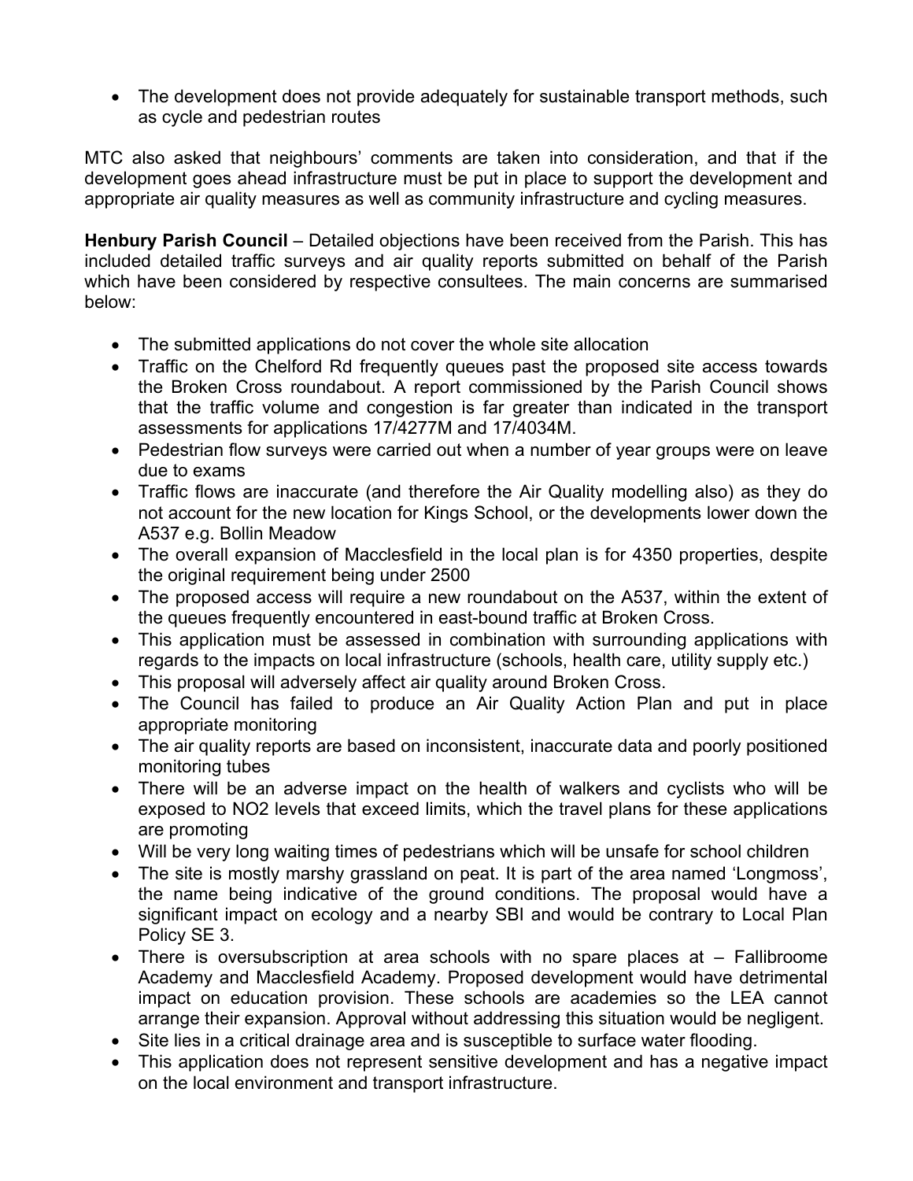- The development does not provide adequately for sustainable transport methods, such as cycle and pedestrian routes

MTC also asked that neighbours' comments are taken into consideration, and that if the development goes ahead infrastructure must be put in place to support the development and appropriate air quality measures as well as community infrastructure and cycling measures.

**Henbury Parish Council** – Detailed objections have been received from the Parish. This has included detailed traffic surveys and air quality reports submitted on behalf of the Parish which have been considered by respective consultees. The main concerns are summarised below:

- The submitted applications do not cover the whole site allocation
- Traffic on the Chelford Rd frequently queues past the proposed site access towards the Broken Cross roundabout. A report commissioned by the Parish Council shows that the traffic volume and congestion is far greater than indicated in the transport assessments for applications 17/4277M and 17/4034M.
- Pedestrian flow surveys were carried out when a number of year groups were on leave due to exams
- Traffic flows are inaccurate (and therefore the Air Quality modelling also) as they do not account for the new location for Kings School, or the developments lower down the A537 e.g. Bollin Meadow
- The overall expansion of Macclesfield in the local plan is for 4350 properties, despite the original requirement being under 2500
- The proposed access will require a new roundabout on the A537, within the extent of the queues frequently encountered in east-bound traffic at Broken Cross.
- This application must be assessed in combination with surrounding applications with regards to the impacts on local infrastructure (schools, health care, utility supply etc.)
- This proposal will adversely affect air quality around Broken Cross.
- The Council has failed to produce an Air Quality Action Plan and put in place appropriate monitoring
- The air quality reports are based on inconsistent, inaccurate data and poorly positioned monitoring tubes
- There will be an adverse impact on the health of walkers and cyclists who will be exposed to $NO_2$ levels that exceed limits, which the travel plans for these applications are promoting
- Will be very long waiting times of pedestrians which will be unsafe for school children
- The site is mostly marshy grassland on peat. It is part of the area named 'Longmoss', the name being indicative of the ground conditions. The proposal would have a significant impact on ecology and a nearby SBI and would be contrary to Local Plan Policy SE 3.
- There is oversubscription at area schools with no spare places at – Fallibroome Academy and Macclesfield Academy. Proposed development would have detrimental impact on education provision. These schools are academies so the LEA cannot arrange their expansion. Approval without addressing this situation would be negligent.
- Site lies in a critical drainage area and is susceptible to surface water flooding.
- This application does not represent sensitive development and has a negative impact on the local environment and transport infrastructure.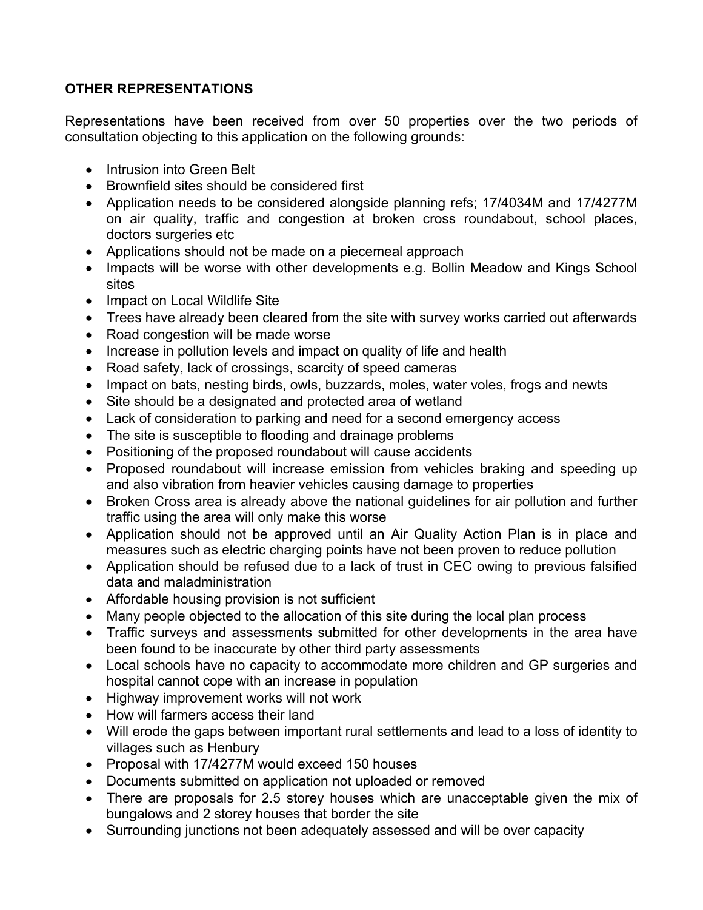**OTHER REPRESENTATIONS**

Representations have been received from over 50 properties over the two periods of consultation objecting to this application on the following grounds:

- Intrusion into Green Belt
- Brownfield sites should be considered first
- Application needs to be considered alongside planning refs; 17/4034M and 17/4277M on air quality, traffic and congestion at broken cross roundabout, school places, doctors surgeries etc
- Applications should not be made on a piecemeal approach
- Impacts will be worse with other developments e.g. Bollin Meadow and Kings School sites
- Impact on Local Wildlife Site
- Trees have already been cleared from the site with survey works carried out afterwards
- Road congestion will be made worse
- Increase in pollution levels and impact on quality of life and health
- Road safety, lack of crossings, scarcity of speed cameras
- Impact on bats, nesting birds, owls, buzzards, moles, water voles, frogs and newts
- Site should be a designated and protected area of wetland
- Lack of consideration to parking and need for a second emergency access
- The site is susceptible to flooding and drainage problems
- Positioning of the proposed roundabout will cause accidents
- Proposed roundabout will increase emission from vehicles braking and speeding up and also vibration from heavier vehicles causing damage to properties
- Broken Cross area is already above the national guidelines for air pollution and further traffic using the area will only make this worse
- Application should not be approved until an Air Quality Action Plan is in place and measures such as electric charging points have not been proven to reduce pollution
- Application should be refused due to a lack of trust in CEC owing to previous falsified data and maladministration
- Affordable housing provision is not sufficient
- Many people objected to the allocation of this site during the local plan process
- Traffic surveys and assessments submitted for other developments in the area have been found to be inaccurate by other third party assessments
- Local schools have no capacity to accommodate more children and GP surgeries and hospital cannot cope with an increase in population
- Highway improvement works will not work
- How will farmers access their land
- Will erode the gaps between important rural settlements and lead to a loss of identity to villages such as Henbury
- Proposal with 17/4277M would exceed 150 houses
- Documents submitted on application not uploaded or removed
- There are proposals for 2.5 storey houses which are unacceptable given the mix of bungalows and 2 storey houses that border the site
- Surrounding junctions not been adequately assessed and will be over capacity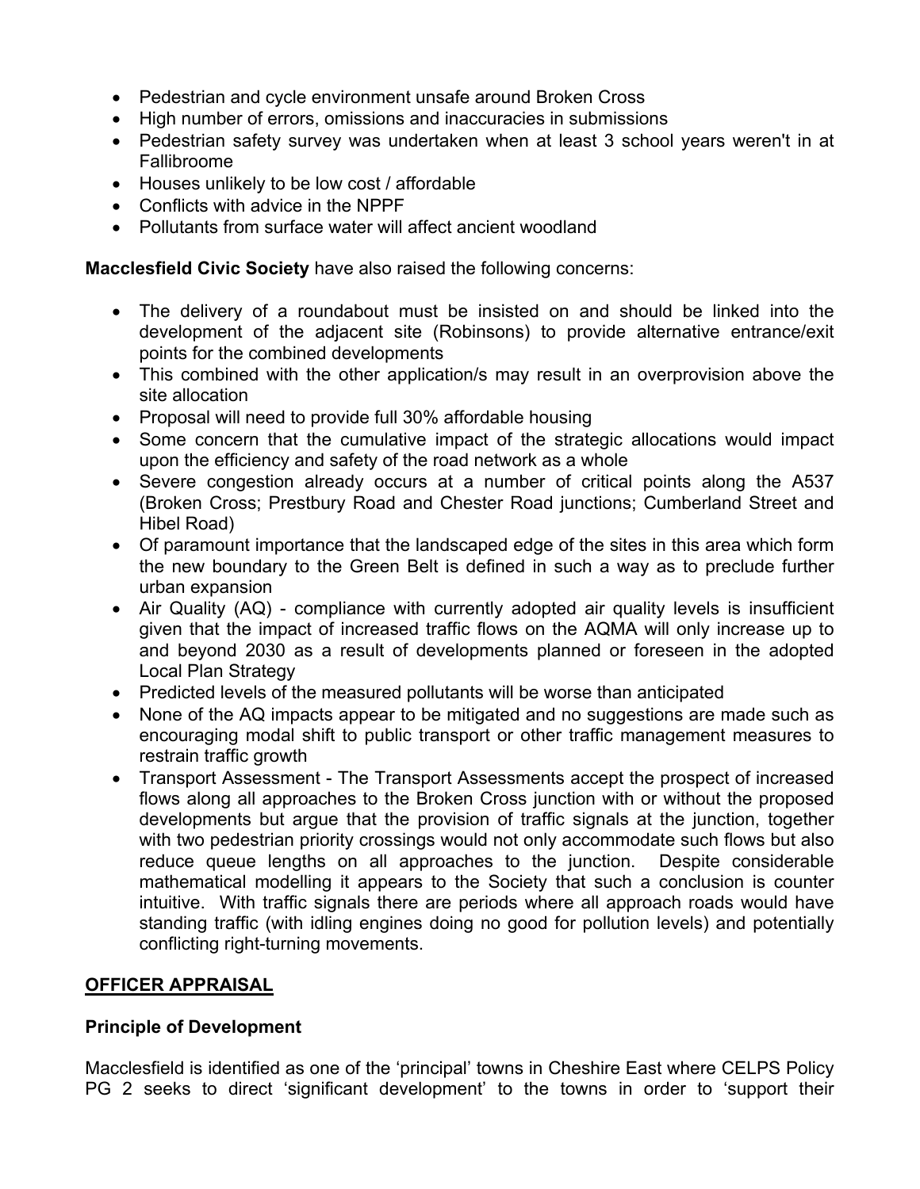- Pedestrian and cycle environment unsafe around Broken Cross
- High number of errors, omissions and inaccuracies in submissions
- Pedestrian safety survey was undertaken when at least 3 school years weren't in at Fallibroome
- Houses unlikely to be low cost / affordable
- Conflicts with advice in the NPPF
- Pollutants from surface water will affect ancient woodland

**Macclesfield Civic Society** have also raised the following concerns:

- The delivery of a roundabout must be insisted on and should be linked into the development of the adjacent site (Robinsons) to provide alternative entrance/exit points for the combined developments
- This combined with the other application/s may result in an overprovision above the site allocation
- Proposal will need to provide full 30% affordable housing
- Some concern that the cumulative impact of the strategic allocations would impact upon the efficiency and safety of the road network as a whole
- Severe congestion already occurs at a number of critical points along the A537 (Broken Cross; Prestbury Road and Chester Road junctions; Cumberland Street and Hibel Road)
- Of paramount importance that the landscaped edge of the sites in this area which form the new boundary to the Green Belt is defined in such a way as to preclude further urban expansion
- Air Quality (AQ) - compliance with currently adopted air quality levels is insufficient given that the impact of increased traffic flows on the AQMA will only increase up to and beyond 2030 as a result of developments planned or foreseen in the adopted Local Plan Strategy
- Predicted levels of the measured pollutants will be worse than anticipated
- None of the AQ impacts appear to be mitigated and no suggestions are made such as encouraging modal shift to public transport or other traffic management measures to restrain traffic growth
- Transport Assessment - The Transport Assessments accept the prospect of increased flows along all approaches to the Broken Cross junction with or without the proposed developments but argue that the provision of traffic signals at the junction, together with two pedestrian priority crossings would not only accommodate such flows but also reduce queue lengths on all approaches to the junction. Despite considerable mathematical modelling it appears to the Society that such a conclusion is counter intuitive. With traffic signals there are periods where all approach roads would have standing traffic (with idling engines doing no good for pollution levels) and potentially conflicting right-turning movements.

## OFFICER APPRAISAL

### Principle of Development

Macclesfield is identified as one of the 'principal' towns in Cheshire East where CELPS Policy PG 2 seeks to direct 'significant development' to the towns in order to 'support their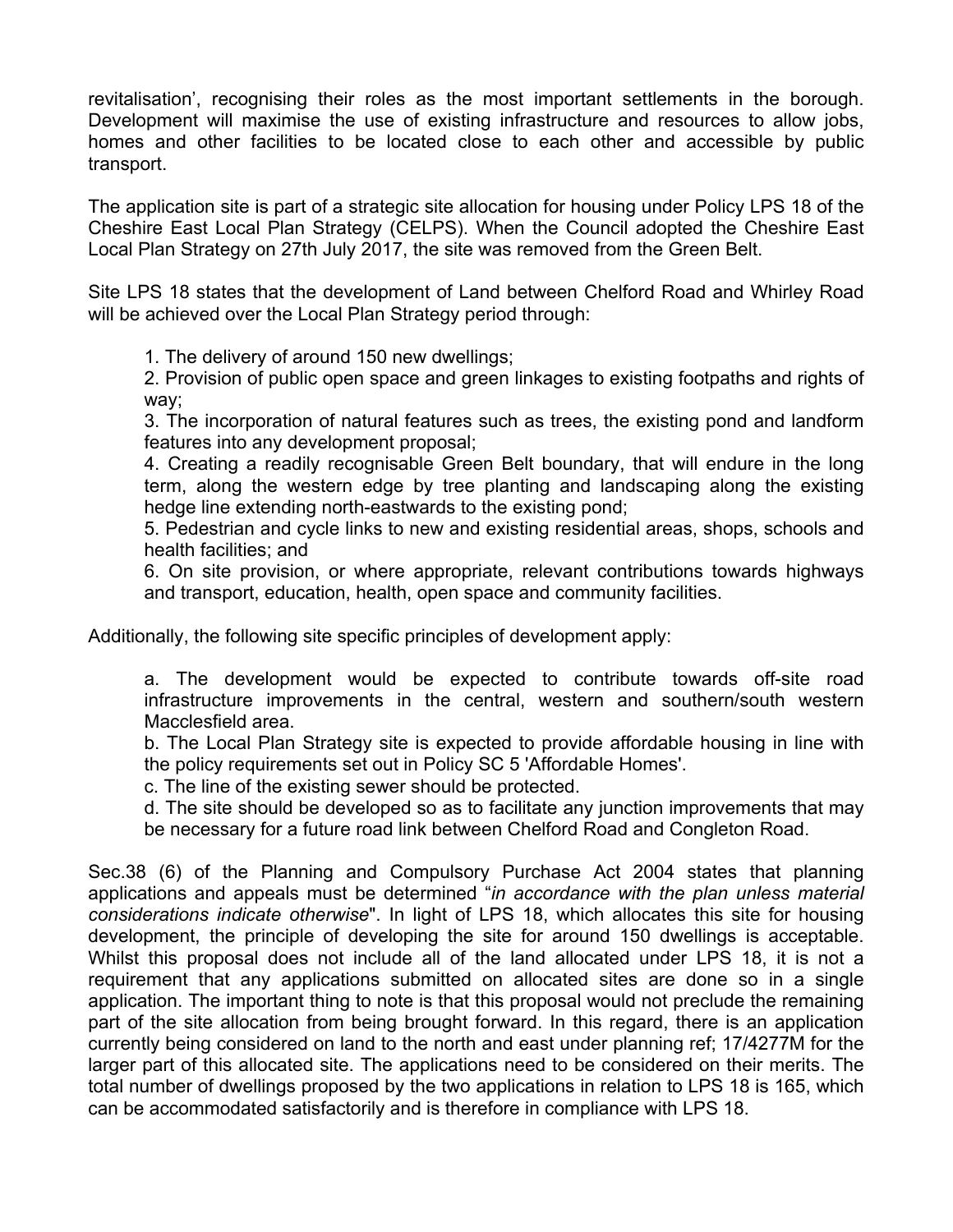revitalisation', recognising their roles as the most important settlements in the borough. Development will maximise the use of existing infrastructure and resources to allow jobs, homes and other facilities to be located close to each other and accessible by public transport.

The application site is part of a strategic site allocation for housing under Policy LPS 18 of the Cheshire East Local Plan Strategy (CELPS). When the Council adopted the Cheshire East Local Plan Strategy on 27th July 2017, the site was removed from the Green Belt.

Site LPS 18 states that the development of Land between Chelford Road and Whirley Road will be achieved over the Local Plan Strategy period through:

1. The delivery of around 150 new dwellings;
2. Provision of public open space and green linkages to existing footpaths and rights of way;
3. The incorporation of natural features such as trees, the existing pond and landform features into any development proposal;
4. Creating a readily recognisable Green Belt boundary, that will endure in the long term, along the western edge by tree planting and landscaping along the existing hedge line extending north-eastwards to the existing pond;
5. Pedestrian and cycle links to new and existing residential areas, shops, schools and health facilities; and
6. On site provision, or where appropriate, relevant contributions towards highways and transport, education, health, open space and community facilities.

Additionally, the following site specific principles of development apply:

a. The development would be expected to contribute towards off-site road infrastructure improvements in the central, western and southern/south western Macclesfield area.

b. The Local Plan Strategy site is expected to provide affordable housing in line with the policy requirements set out in Policy SC 5 'Affordable Homes'.

c. The line of the existing sewer should be protected.

d. The site should be developed so as to facilitate any junction improvements that may be necessary for a future road link between Chelford Road and Congleton Road.

Sec.38 (6) of the Planning and Compulsory Purchase Act 2004 states that planning applications and appeals must be determined "*in accordance with the plan unless material considerations indicate otherwise*". In light of LPS 18, which allocates this site for housing development, the principle of developing the site for around 150 dwellings is acceptable. Whilst this proposal does not include all of the land allocated under LPS 18, it is not a requirement that any applications submitted on allocated sites are done so in a single application. The important thing to note is that this proposal would not preclude the remaining part of the site allocation from being brought forward. In this regard, there is an application currently being considered on land to the north and east under planning ref; 17/4277M for the larger part of this allocated site. The applications need to be considered on their merits. The total number of dwellings proposed by the two applications in relation to LPS 18 is 165, which can be accommodated satisfactorily and is therefore in compliance with LPS 18.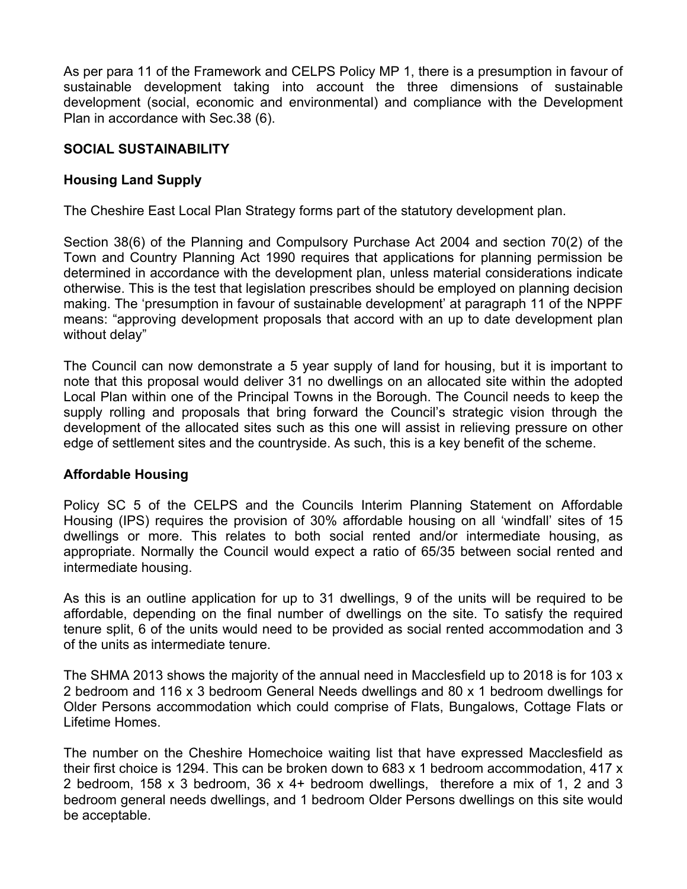As per para 11 of the Framework and CELPS Policy MP 1, there is a presumption in favour of sustainable development taking into account the three dimensions of sustainable development (social, economic and environmental) and compliance with the Development Plan in accordance with Sec.38 (6).

**SOCIAL SUSTAINABILITY**

**Housing Land Supply**

The Cheshire East Local Plan Strategy forms part of the statutory development plan.

Section 38(6) of the Planning and Compulsory Purchase Act 2004 and section 70(2) of the Town and Country Planning Act 1990 requires that applications for planning permission be determined in accordance with the development plan, unless material considerations indicate otherwise. This is the test that legislation prescribes should be employed on planning decision making. The 'presumption in favour of sustainable development' at paragraph 11 of the NPPF means: "approving development proposals that accord with an up to date development plan without delay"

The Council can now demonstrate a 5 year supply of land for housing, but it is important to note that this proposal would deliver 31 no dwellings on an allocated site within the adopted Local Plan within one of the Principal Towns in the Borough. The Council needs to keep the supply rolling and proposals that bring forward the Council's strategic vision through the development of the allocated sites such as this one will assist in relieving pressure on other edge of settlement sites and the countryside. As such, this is a key benefit of the scheme.

**Affordable Housing**

Policy SC 5 of the CELPS and the Councils Interim Planning Statement on Affordable Housing (IPS) requires the provision of 30% affordable housing on all 'windfall' sites of 15 dwellings or more. This relates to both social rented and/or intermediate housing, as appropriate. Normally the Council would expect a ratio of 65/35 between social rented and intermediate housing.

As this is an outline application for up to 31 dwellings, 9 of the units will be required to be affordable, depending on the final number of dwellings on the site. To satisfy the required tenure split, 6 of the units would need to be provided as social rented accommodation and 3 of the units as intermediate tenure.

The SHMA 2013 shows the majority of the annual need in Macclesfield up to 2018 is for 103 x 2 bedroom and 116 x 3 bedroom General Needs dwellings and 80 x 1 bedroom dwellings for Older Persons accommodation which could comprise of Flats, Bungalows, Cottage Flats or Lifetime Homes.

The number on the Cheshire Homechoice waiting list that have expressed Macclesfield as their first choice is 1294. This can be broken down to 683 x 1 bedroom accommodation, 417 x 2 bedroom, 158 x 3 bedroom, 36 x 4+ bedroom dwellings, therefore a mix of 1, 2 and 3 bedroom general needs dwellings, and 1 bedroom Older Persons dwellings on this site would be acceptable.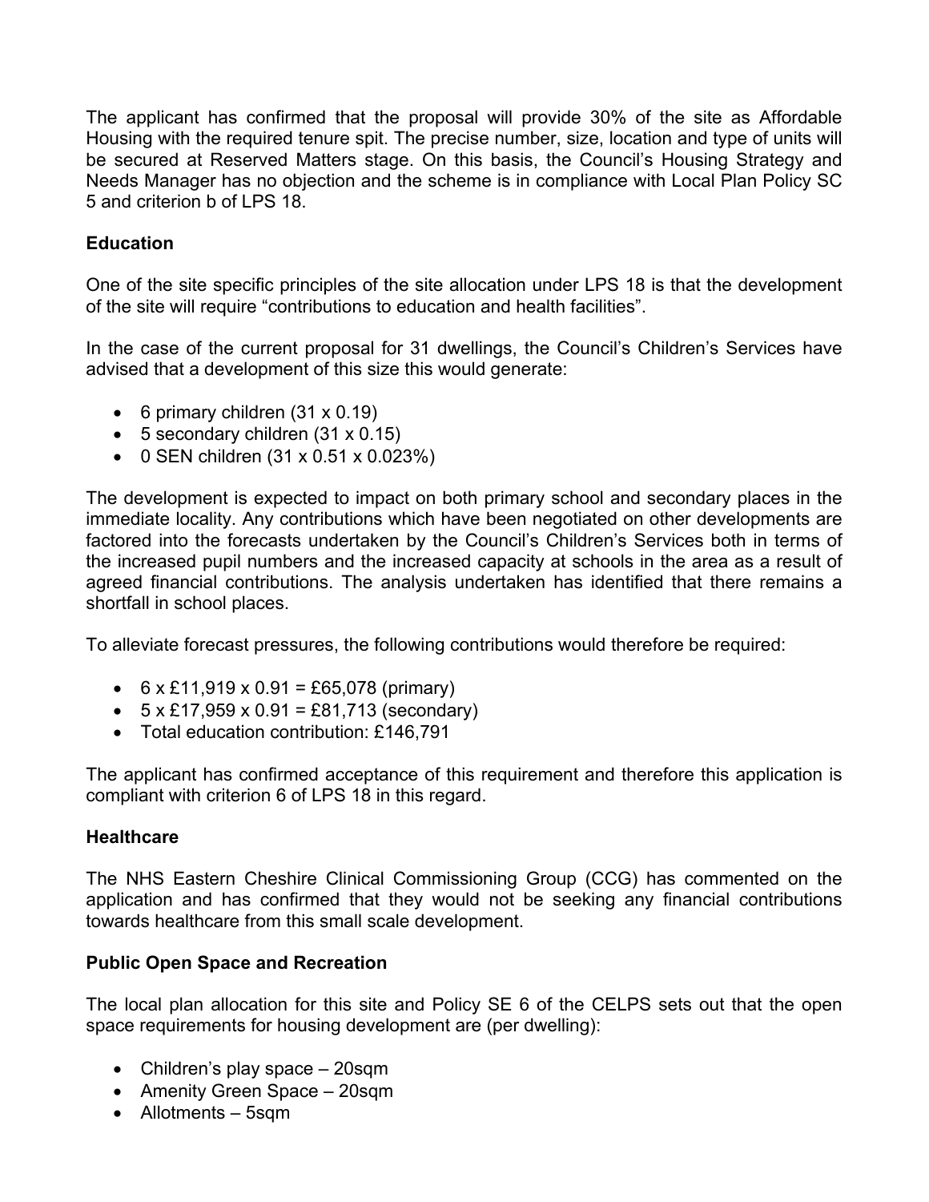The applicant has confirmed that the proposal will provide 30% of the site as Affordable Housing with the required tenure spit. The precise number, size, location and type of units will be secured at Reserved Matters stage. On this basis, the Council's Housing Strategy and Needs Manager has no objection and the scheme is in compliance with Local Plan Policy SC 5 and criterion b of LPS 18.

**Education**

One of the site specific principles of the site allocation under LPS 18 is that the development of the site will require "contributions to education and health facilities".

In the case of the current proposal for 31 dwellings, the Council's Children's Services have advised that a development of this size this would generate:

- 6 primary children (31 x 0.19)
- 5 secondary children (31 x 0.15)
- 0 SEN children (31 x 0.51 x 0.023%)

The development is expected to impact on both primary school and secondary places in the immediate locality. Any contributions which have been negotiated on other developments are factored into the forecasts undertaken by the Council's Children's Services both in terms of the increased pupil numbers and the increased capacity at schools in the area as a result of agreed financial contributions. The analysis undertaken has identified that there remains a shortfall in school places.

To alleviate forecast pressures, the following contributions would therefore be required:

- 6 x £11,919 x 0.91 = £65,078 (primary)
- 5 x £17,959 x 0.91 = £81,713 (secondary)
- Total education contribution: £146,791

The applicant has confirmed acceptance of this requirement and therefore this application is compliant with criterion 6 of LPS 18 in this regard.

**Healthcare**

The NHS Eastern Cheshire Clinical Commissioning Group (CCG) has commented on the application and has confirmed that they would not be seeking any financial contributions towards healthcare from this small scale development.

**Public Open Space and Recreation**

The local plan allocation for this site and Policy SE 6 of the CELPS sets out that the open space requirements for housing development are (per dwelling):

- Children's play space – 20sqm
- Amenity Green Space – 20sqm
- Allotments – 5sqm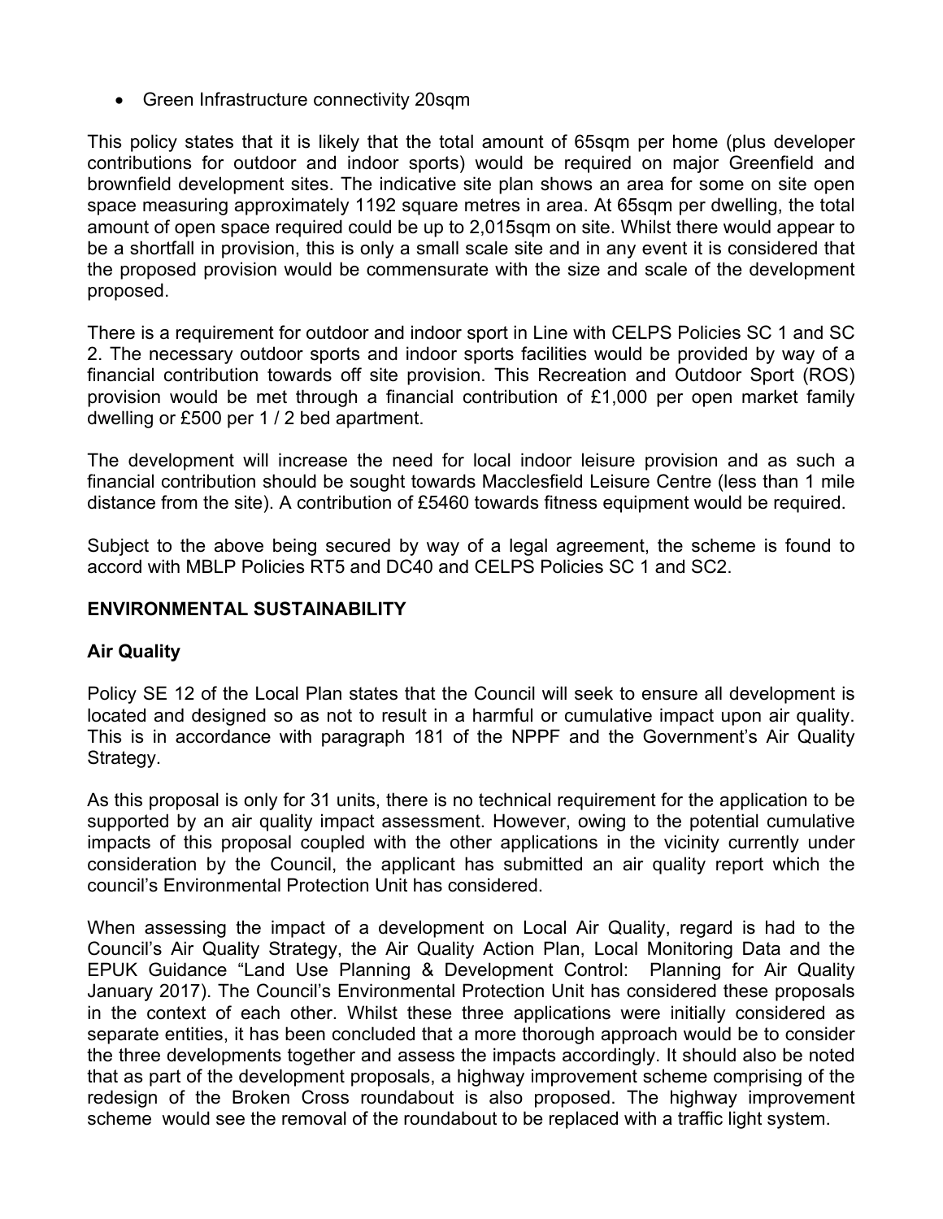- Green Infrastructure connectivity 20sqm

This policy states that it is likely that the total amount of 65sqm per home (plus developer contributions for outdoor and indoor sports) would be required on major Greenfield and brownfield development sites. The indicative site plan shows an area for some on site open space measuring approximately 1192 square metres in area. At 65sqm per dwelling, the total amount of open space required could be up to 2,015sqm on site. Whilst there would appear to be a shortfall in provision, this is only a small scale site and in any event it is considered that the proposed provision would be commensurate with the size and scale of the development proposed.

There is a requirement for outdoor and indoor sport in Line with CELPS Policies SC 1 and SC 2. The necessary outdoor sports and indoor sports facilities would be provided by way of a financial contribution towards off site provision. This Recreation and Outdoor Sport (ROS) provision would be met through a financial contribution of £1,000 per open market family dwelling or £500 per 1 / 2 bed apartment.

The development will increase the need for local indoor leisure provision and as such a financial contribution should be sought towards Macclesfield Leisure Centre (less than 1 mile distance from the site). A contribution of £5460 towards fitness equipment would be required.

Subject to the above being secured by way of a legal agreement, the scheme is found to accord with MBLP Policies RT5 and DC40 and CELPS Policies SC 1 and SC2.

## ENVIRONMENTAL SUSTAINABILITY

### Air Quality

Policy SE 12 of the Local Plan states that the Council will seek to ensure all development is located and designed so as not to result in a harmful or cumulative impact upon air quality. This is in accordance with paragraph 181 of the NPPF and the Government's Air Quality Strategy.

As this proposal is only for 31 units, there is no technical requirement for the application to be supported by an air quality impact assessment. However, owing to the potential cumulative impacts of this proposal coupled with the other applications in the vicinity currently under consideration by the Council, the applicant has submitted an air quality report which the council's Environmental Protection Unit has considered.

When assessing the impact of a development on Local Air Quality, regard is had to the Council's Air Quality Strategy, the Air Quality Action Plan, Local Monitoring Data and the EPUK Guidance "Land Use Planning & Development Control: Planning for Air Quality January 2017). The Council's Environmental Protection Unit has considered these proposals in the context of each other. Whilst these three applications were initially considered as separate entities, it has been concluded that a more thorough approach would be to consider the three developments together and assess the impacts accordingly. It should also be noted that as part of the development proposals, a highway improvement scheme comprising of the redesign of the Broken Cross roundabout is also proposed. The highway improvement scheme would see the removal of the roundabout to be replaced with a traffic light system.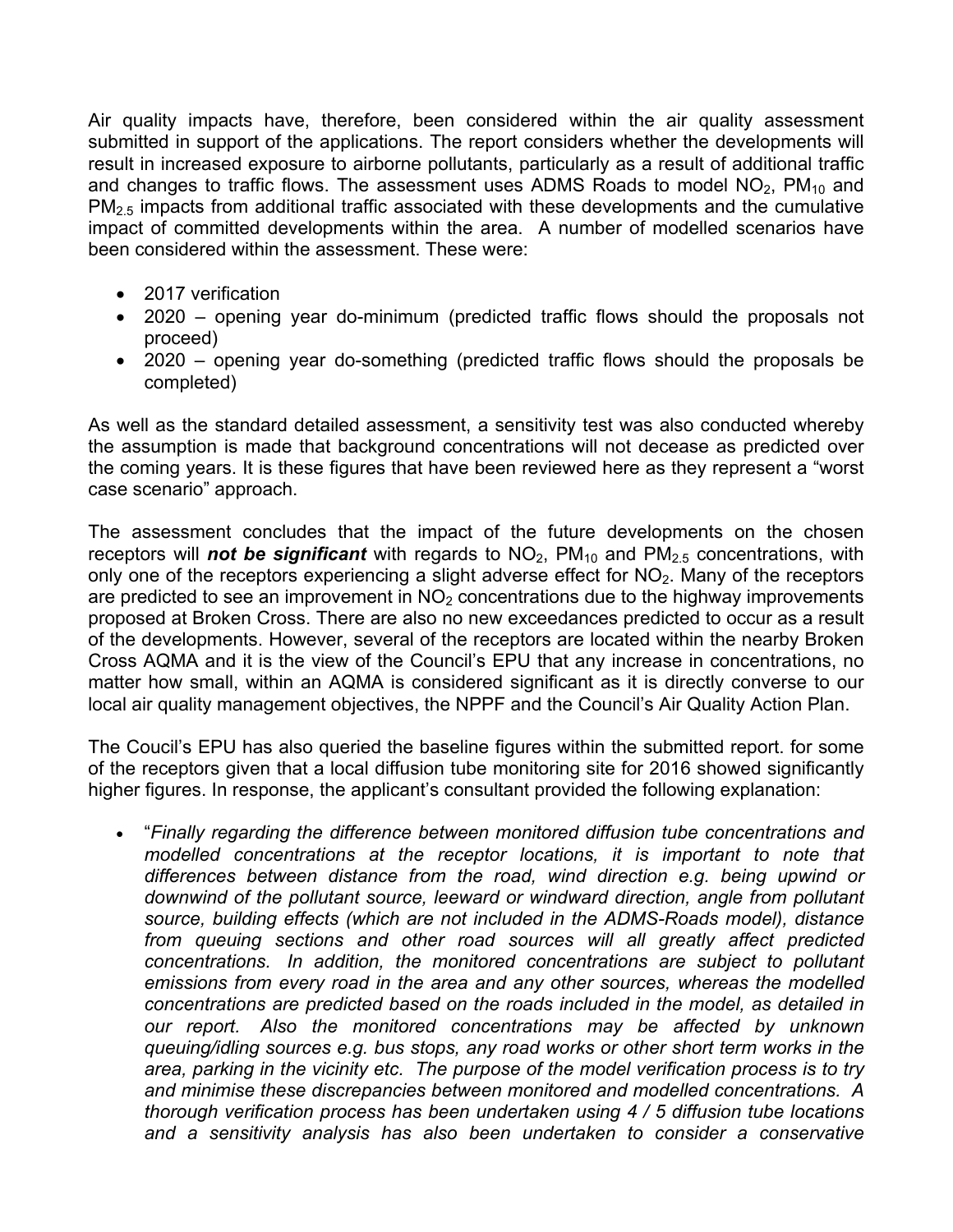Air quality impacts have, therefore, been considered within the air quality assessment submitted in support of the applications. The report considers whether the developments will result in increased exposure to airborne pollutants, particularly as a result of additional traffic and changes to traffic flows. The assessment uses ADMS Roads to model $NO_2$, $PM_{10}$ and $PM_{2.5}$ impacts from additional traffic associated with these developments and the cumulative impact of committed developments within the area. A number of modelled scenarios have been considered within the assessment. These were:

- 2017 verification
- 2020 – opening year do-minimum (predicted traffic flows should the proposals not proceed)
- 2020 – opening year do-something (predicted traffic flows should the proposals be completed)

As well as the standard detailed assessment, a sensitivity test was also conducted whereby the assumption is made that background concentrations will not decease as predicted over the coming years. It is these figures that have been reviewed here as they represent a "worst case scenario" approach.

The assessment concludes that the impact of the future developments on the chosen receptors will ***not be significant*** with regards to $NO_2$, $PM_{10}$ and $PM_{2.5}$ concentrations, with only one of the receptors experiencing a slight adverse effect for $NO_2$. Many of the receptors are predicted to see an improvement in $NO_2$ concentrations due to the highway improvements proposed at Broken Cross. There are also no new exceedances predicted to occur as a result of the developments. However, several of the receptors are located within the nearby Broken Cross AQMA and it is the view of the Council's EPU that any increase in concentrations, no matter how small, within an AQMA is considered significant as it is directly converse to our local air quality management objectives, the NPPF and the Council's Air Quality Action Plan.

The Coucil's EPU has also queried the baseline figures within the submitted report. for some of the receptors given that a local diffusion tube monitoring site for 2016 showed significantly higher figures. In response, the applicant's consultant provided the following explanation:

- "*Finally regarding the difference between monitored diffusion tube concentrations and modelled concentrations at the receptor locations, it is important to note that differences between distance from the road, wind direction e.g. being upwind or downwind of the pollutant source, leeward or windward direction, angle from pollutant source, building effects (which are not included in the ADMS-Roads model), distance from queuing sections and other road sources will all greatly affect predicted concentrations. In addition, the monitored concentrations are subject to pollutant emissions from every road in the area and any other sources, whereas the modelled concentrations are predicted based on the roads included in the model, as detailed in our report. Also the monitored concentrations may be affected by unknown queuing/idling sources e.g. bus stops, any road works or other short term works in the area, parking in the vicinity etc. The purpose of the model verification process is to try and minimise these discrepancies between monitored and modelled concentrations. A thorough verification process has been undertaken using 4 / 5 diffusion tube locations and a sensitivity analysis has also been undertaken to consider a conservative*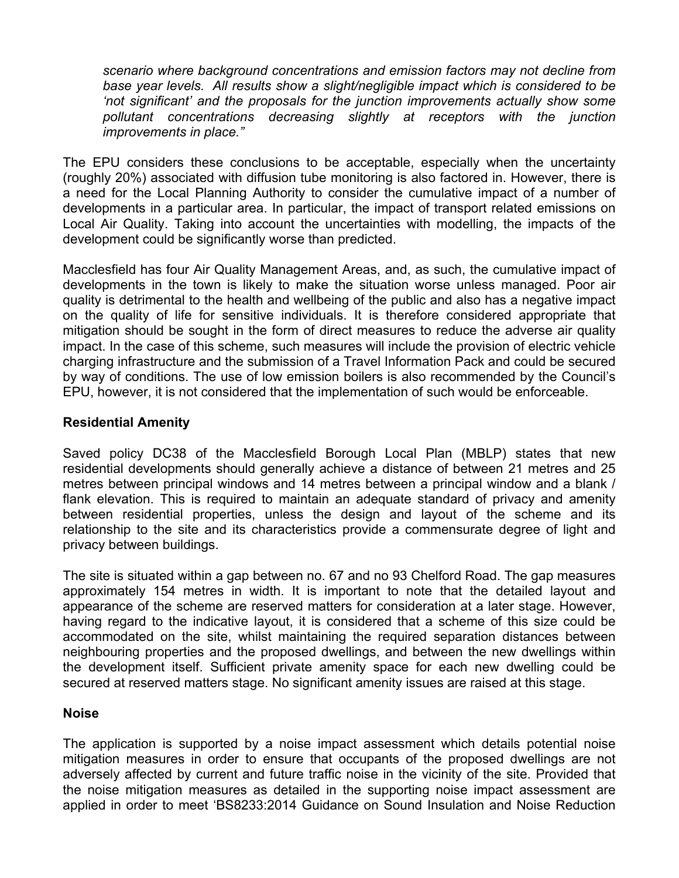*scenario where background concentrations and emission factors may not decline from base year levels. All results show a slight/negligible impact which is considered to be 'not significant' and the proposals for the junction improvements actually show some pollutant concentrations decreasing slightly at receptors with the junction improvements in place."*

The EPU considers these conclusions to be acceptable, especially when the uncertainty (roughly 20%) associated with diffusion tube monitoring is also factored in. However, there is a need for the Local Planning Authority to consider the cumulative impact of a number of developments in a particular area. In particular, the impact of transport related emissions on Local Air Quality. Taking into account the uncertainties with modelling, the impacts of the development could be significantly worse than predicted.

Macclesfield has four Air Quality Management Areas, and, as such, the cumulative impact of developments in the town is likely to make the situation worse unless managed. Poor air quality is detrimental to the health and wellbeing of the public and also has a negative impact on the quality of life for sensitive individuals. It is therefore considered appropriate that mitigation should be sought in the form of direct measures to reduce the adverse air quality impact. In the case of this scheme, such measures will include the provision of electric vehicle charging infrastructure and the submission of a Travel Information Pack and could be secured by way of conditions. The use of low emission boilers is also recommended by the Council's EPU, however, it is not considered that the implementation of such would be enforceable.

**Residential Amenity**

Saved policy DC38 of the Macclesfield Borough Local Plan (MBLP) states that new residential developments should generally achieve a distance of between 21 metres and 25 metres between principal windows and 14 metres between a principal window and a blank / flank elevation. This is required to maintain an adequate standard of privacy and amenity between residential properties, unless the design and layout of the scheme and its relationship to the site and its characteristics provide a commensurate degree of light and privacy between buildings.

The site is situated within a gap between no. 67 and no 93 Chelford Road. The gap measures approximately 154 metres in width. It is important to note that the detailed layout and appearance of the scheme are reserved matters for consideration at a later stage. However, having regard to the indicative layout, it is considered that a scheme of this size could be accommodated on the site, whilst maintaining the required separation distances between neighbouring properties and the proposed dwellings, and between the new dwellings within the development itself. Sufficient private amenity space for each new dwelling could be secured at reserved matters stage. No significant amenity issues are raised at this stage.

**Noise**

The application is supported by a noise impact assessment which details potential noise mitigation measures in order to ensure that occupants of the proposed dwellings are not adversely affected by current and future traffic noise in the vicinity of the site. Provided that the noise mitigation measures as detailed in the supporting noise impact assessment are applied in order to meet 'BS8233:2014 Guidance on Sound Insulation and Noise Reduction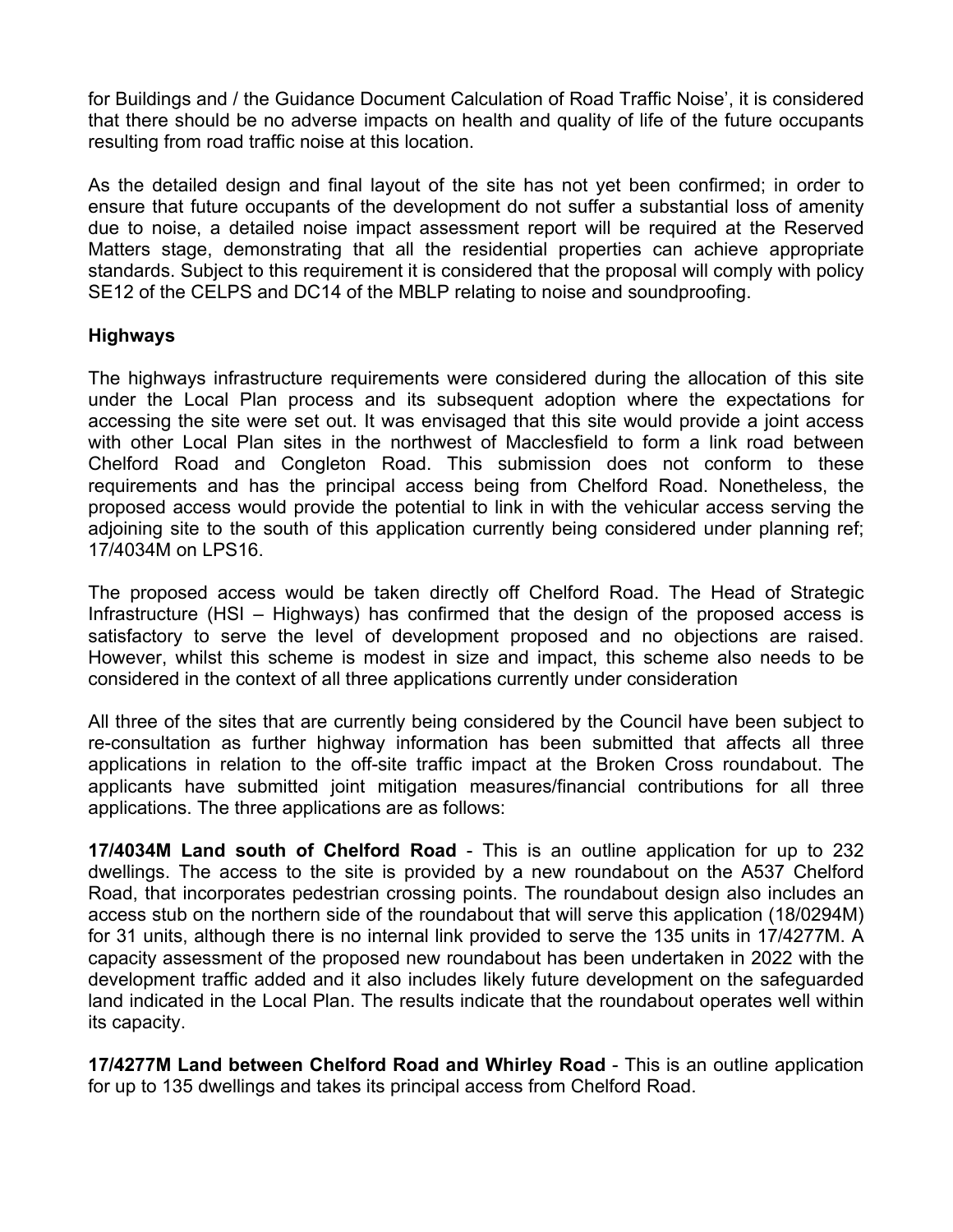for Buildings and / the Guidance Document Calculation of Road Traffic Noise', it is considered that there should be no adverse impacts on health and quality of life of the future occupants resulting from road traffic noise at this location.

As the detailed design and final layout of the site has not yet been confirmed; in order to ensure that future occupants of the development do not suffer a substantial loss of amenity due to noise, a detailed noise impact assessment report will be required at the Reserved Matters stage, demonstrating that all the residential properties can achieve appropriate standards. Subject to this requirement it is considered that the proposal will comply with policy SE12 of the CELPS and DC14 of the MBLP relating to noise and soundproofing.

**Highways**

The highways infrastructure requirements were considered during the allocation of this site under the Local Plan process and its subsequent adoption where the expectations for accessing the site were set out. It was envisaged that this site would provide a joint access with other Local Plan sites in the northwest of Macclesfield to form a link road between Chelford Road and Congleton Road. This submission does not conform to these requirements and has the principal access being from Chelford Road. Nonetheless, the proposed access would provide the potential to link in with the vehicular access serving the adjoining site to the south of this application currently being considered under planning ref; 17/4034M on LPS16.

The proposed access would be taken directly off Chelford Road. The Head of Strategic Infrastructure (HSI – Highways) has confirmed that the design of the proposed access is satisfactory to serve the level of development proposed and no objections are raised. However, whilst this scheme is modest in size and impact, this scheme also needs to be considered in the context of all three applications currently under consideration

All three of the sites that are currently being considered by the Council have been subject to re-consultation as further highway information has been submitted that affects all three applications in relation to the off-site traffic impact at the Broken Cross roundabout. The applicants have submitted joint mitigation measures/financial contributions for all three applications. The three applications are as follows:

**17/4034M Land south of Chelford Road** - This is an outline application for up to 232 dwellings. The access to the site is provided by a new roundabout on the A537 Chelford Road, that incorporates pedestrian crossing points. The roundabout design also includes an access stub on the northern side of the roundabout that will serve this application (18/0294M) for 31 units, although there is no internal link provided to serve the 135 units in 17/4277M. A capacity assessment of the proposed new roundabout has been undertaken in 2022 with the development traffic added and it also includes likely future development on the safeguarded land indicated in the Local Plan. The results indicate that the roundabout operates well within its capacity.

**17/4277M Land between Chelford Road and Whirley Road** - This is an outline application for up to 135 dwellings and takes its principal access from Chelford Road.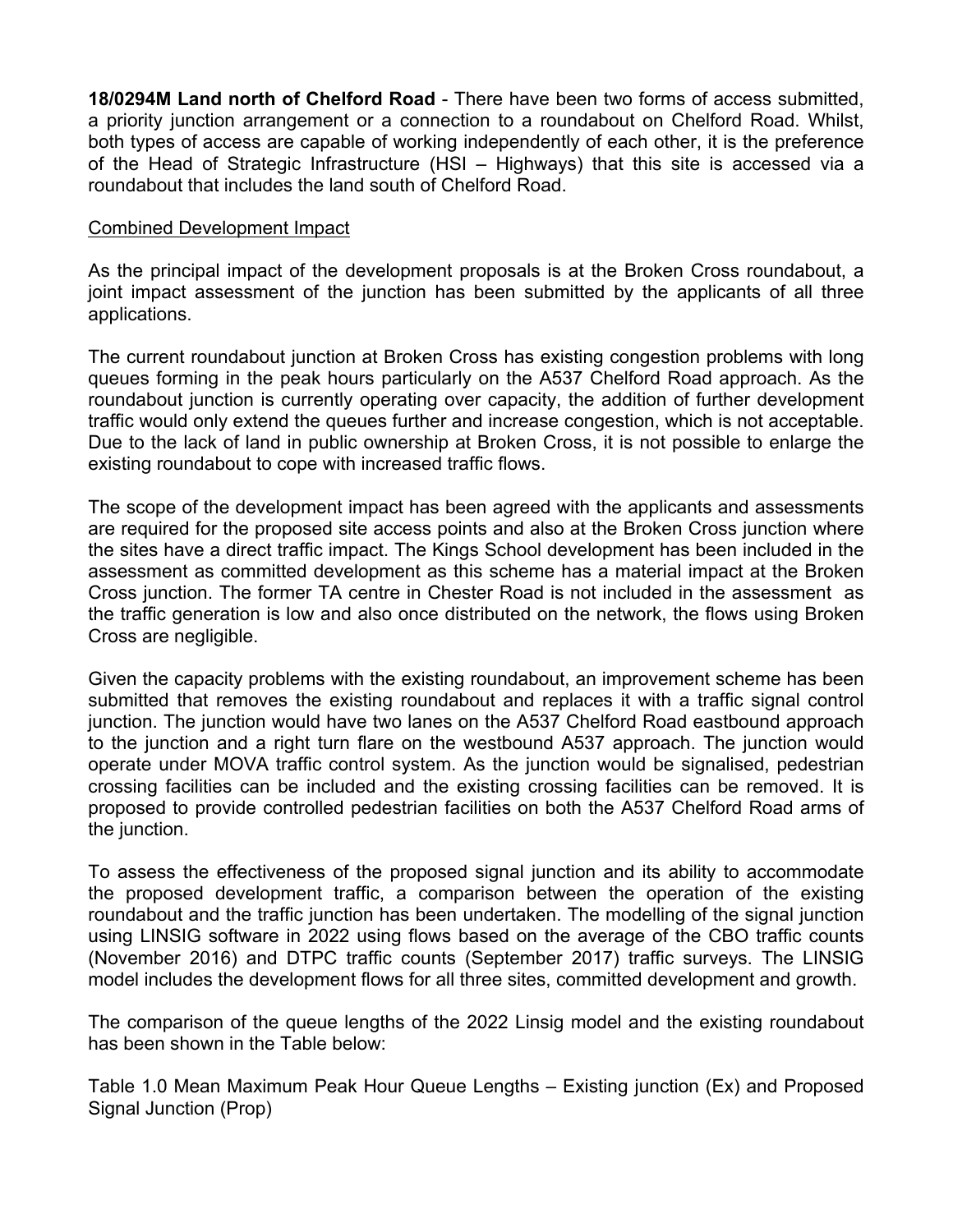**18/0294M Land north of Chelford Road** - There have been two forms of access submitted, a priority junction arrangement or a connection to a roundabout on Chelford Road. Whilst, both types of access are capable of working independently of each other, it is the preference of the Head of Strategic Infrastructure (HSI – Highways) that this site is accessed via a roundabout that includes the land south of Chelford Road.

<u>Combined Development Impact</u>

As the principal impact of the development proposals is at the Broken Cross roundabout, a joint impact assessment of the junction has been submitted by the applicants of all three applications.

The current roundabout junction at Broken Cross has existing congestion problems with long queues forming in the peak hours particularly on the A537 Chelford Road approach. As the roundabout junction is currently operating over capacity, the addition of further development traffic would only extend the queues further and increase congestion, which is not acceptable. Due to the lack of land in public ownership at Broken Cross, it is not possible to enlarge the existing roundabout to cope with increased traffic flows.

The scope of the development impact has been agreed with the applicants and assessments are required for the proposed site access points and also at the Broken Cross junction where the sites have a direct traffic impact. The Kings School development has been included in the assessment as committed development as this scheme has a material impact at the Broken Cross junction. The former TA centre in Chester Road is not included in the assessment as the traffic generation is low and also once distributed on the network, the flows using Broken Cross are negligible.

Given the capacity problems with the existing roundabout, an improvement scheme has been submitted that removes the existing roundabout and replaces it with a traffic signal control junction. The junction would have two lanes on the A537 Chelford Road eastbound approach to the junction and a right turn flare on the westbound A537 approach. The junction would operate under MOVA traffic control system. As the junction would be signalised, pedestrian crossing facilities can be included and the existing crossing facilities can be removed. It is proposed to provide controlled pedestrian facilities on both the A537 Chelford Road arms of the junction.

To assess the effectiveness of the proposed signal junction and its ability to accommodate the proposed development traffic, a comparison between the operation of the existing roundabout and the traffic junction has been undertaken. The modelling of the signal junction using LINSIG software in 2022 using flows based on the average of the CBO traffic counts (November 2016) and DTPC traffic counts (September 2017) traffic surveys. The LINSIG model includes the development flows for all three sites, committed development and growth.

The comparison of the queue lengths of the 2022 Linsig model and the existing roundabout has been shown in the Table below:

Table 1.0 Mean Maximum Peak Hour Queue Lengths – Existing junction (Ex) and Proposed Signal Junction (Prop)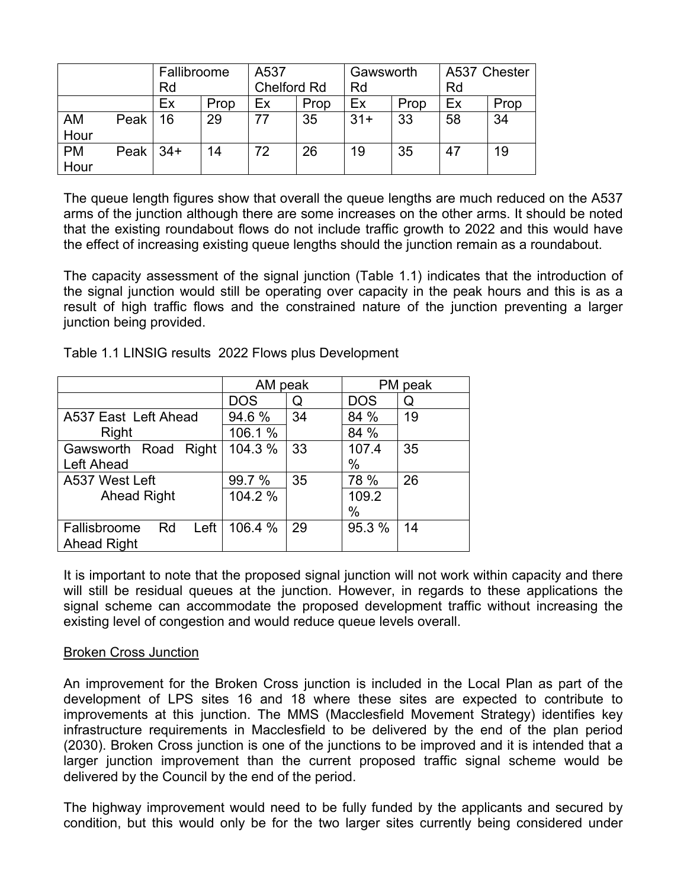| | Fallibroome Rd | | A537 Chelford Rd | | Gawsworth Rd | | A537 Chester Rd | |
|---|---|---|---|---|---|---|---|---|
| | Ex | Prop | Ex | Prop | Ex | Prop | Ex | Prop |
| AM Peak Hour | 16 | 29 | 77 | 35 | 31+ | 33 | 58 | 34 |
| PM Peak Hour | 34+ | 14 | 72 | 26 | 19 | 35 | 47 | 19 |

The queue length figures show that overall the queue lengths are much reduced on the A537 arms of the junction although there are some increases on the other arms. It should be noted that the existing roundabout flows do not include traffic growth to 2022 and this would have the effect of increasing existing queue lengths should the junction remain as a roundabout.

The capacity assessment of the signal junction (Table 1.1) indicates that the introduction of the signal junction would still be operating over capacity in the peak hours and this is as a result of high traffic flows and the constrained nature of the junction preventing a larger junction being provided.

Table 1.1 LINSIG results 2022 Flows plus Development

| | AM peak | | PM peak | |
|---|---|---|---|---|
| | DOS | Q | DOS | Q |
| A537 East Left Ahead | 94.6 % | 34 | 84 % | 19 |
| Right | 106.1 % | | 84 % | |
| Gawsworth Road Right Left Ahead | 104.3 % | 33 | 107.4 % | 35 |
| A537 West Left | 99.7 % | 35 | 78 % | 26 |
| Ahead Right | 104.2 % | | 109.2 % | |
| Fallisbroome Rd Left Ahead Right | 106.4 % | 29 | 95.3 % | 14 |

It is important to note that the proposed signal junction will not work within capacity and there will still be residual queues at the junction. However, in regards to these applications the signal scheme can accommodate the proposed development traffic without increasing the existing level of congestion and would reduce queue levels overall.

Broken Cross Junction

An improvement for the Broken Cross junction is included in the Local Plan as part of the development of LPS sites 16 and 18 where these sites are expected to contribute to improvements at this junction. The MMS (Macclesfield Movement Strategy) identifies key infrastructure requirements in Macclesfield to be delivered by the end of the plan period (2030). Broken Cross junction is one of the junctions to be improved and it is intended that a larger junction improvement than the current proposed traffic signal scheme would be delivered by the Council by the end of the period.

The highway improvement would need to be fully funded by the applicants and secured by condition, but this would only be for the two larger sites currently being considered under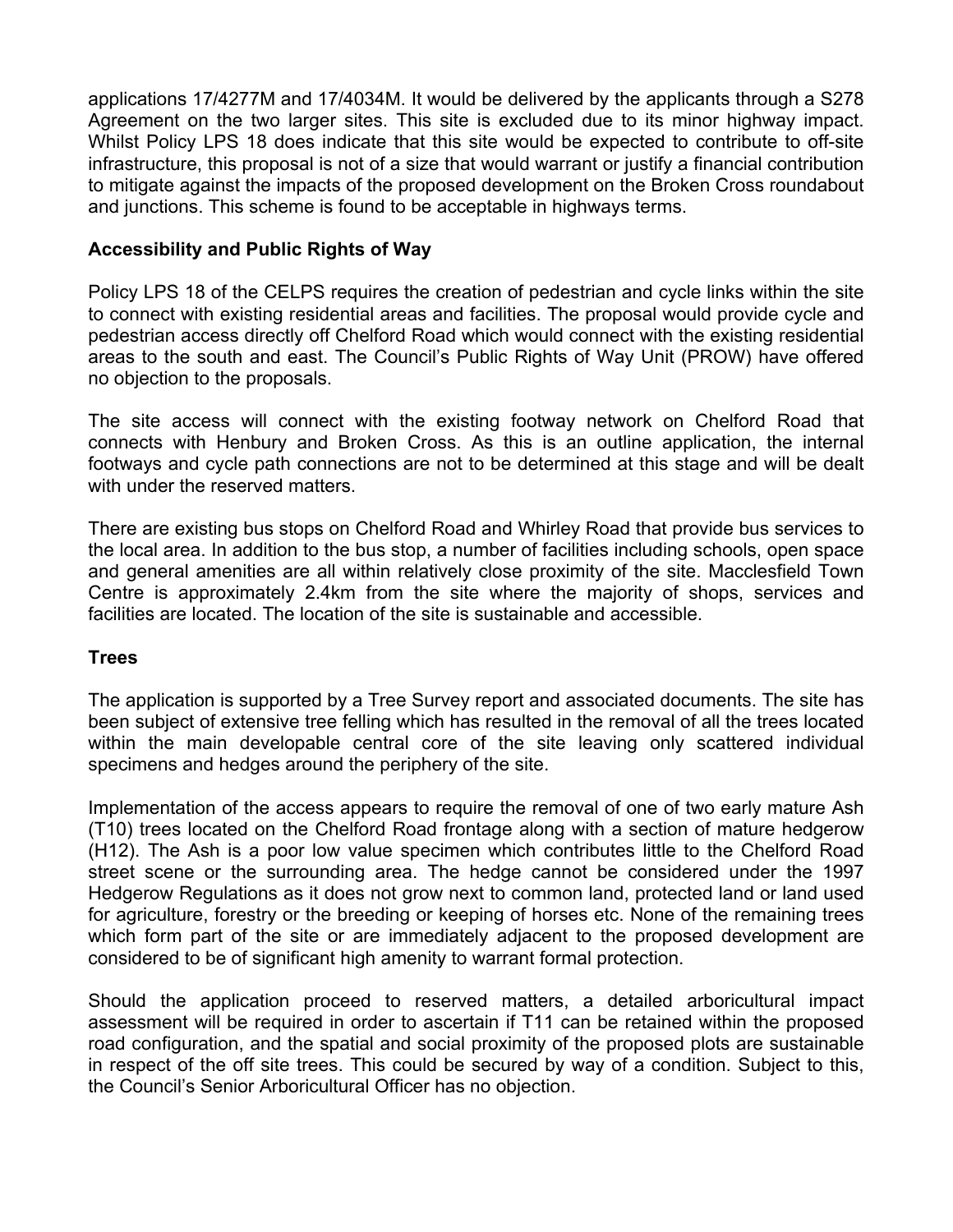applications 17/4277M and 17/4034M. It would be delivered by the applicants through a S278 Agreement on the two larger sites. This site is excluded due to its minor highway impact. Whilst Policy LPS 18 does indicate that this site would be expected to contribute to off-site infrastructure, this proposal is not of a size that would warrant or justify a financial contribution to mitigate against the impacts of the proposed development on the Broken Cross roundabout and junctions. This scheme is found to be acceptable in highways terms.

**Accessibility and Public Rights of Way**

Policy LPS 18 of the CELPS requires the creation of pedestrian and cycle links within the site to connect with existing residential areas and facilities. The proposal would provide cycle and pedestrian access directly off Chelford Road which would connect with the existing residential areas to the south and east. The Council's Public Rights of Way Unit (PROW) have offered no objection to the proposals.

The site access will connect with the existing footway network on Chelford Road that connects with Henbury and Broken Cross. As this is an outline application, the internal footways and cycle path connections are not to be determined at this stage and will be dealt with under the reserved matters.

There are existing bus stops on Chelford Road and Whirley Road that provide bus services to the local area. In addition to the bus stop, a number of facilities including schools, open space and general amenities are all within relatively close proximity of the site. Macclesfield Town Centre is approximately 2.4km from the site where the majority of shops, services and facilities are located. The location of the site is sustainable and accessible.

**Trees**

The application is supported by a Tree Survey report and associated documents. The site has been subject of extensive tree felling which has resulted in the removal of all the trees located within the main developable central core of the site leaving only scattered individual specimens and hedges around the periphery of the site.

Implementation of the access appears to require the removal of one of two early mature Ash (T10) trees located on the Chelford Road frontage along with a section of mature hedgerow (H12). The Ash is a poor low value specimen which contributes little to the Chelford Road street scene or the surrounding area. The hedge cannot be considered under the 1997 Hedgerow Regulations as it does not grow next to common land, protected land or land used for agriculture, forestry or the breeding or keeping of horses etc. None of the remaining trees which form part of the site or are immediately adjacent to the proposed development are considered to be of significant high amenity to warrant formal protection.

Should the application proceed to reserved matters, a detailed arboricultural impact assessment will be required in order to ascertain if T11 can be retained within the proposed road configuration, and the spatial and social proximity of the proposed plots are sustainable in respect of the off site trees. This could be secured by way of a condition. Subject to this, the Council's Senior Arboricultural Officer has no objection.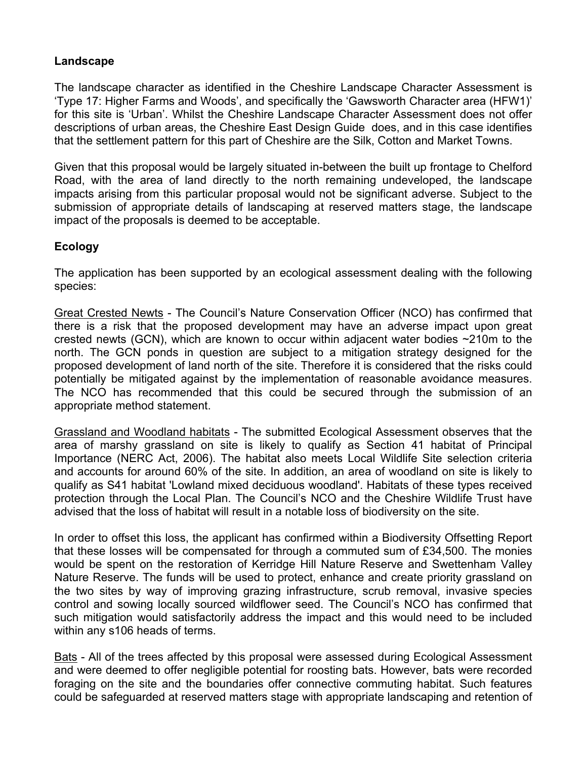**Landscape**

The landscape character as identified in the Cheshire Landscape Character Assessment is 'Type 17: Higher Farms and Woods', and specifically the 'Gawsworth Character area (HFW1)' for this site is 'Urban'. Whilst the Cheshire Landscape Character Assessment does not offer descriptions of urban areas, the Cheshire East Design Guide does, and in this case identifies that the settlement pattern for this part of Cheshire are the Silk, Cotton and Market Towns.

Given that this proposal would be largely situated in-between the built up frontage to Chelford Road, with the area of land directly to the north remaining undeveloped, the landscape impacts arising from this particular proposal would not be significant adverse. Subject to the submission of appropriate details of landscaping at reserved matters stage, the landscape impact of the proposals is deemed to be acceptable.

**Ecology**

The application has been supported by an ecological assessment dealing with the following species:

Great Crested Newts - The Council's Nature Conservation Officer (NCO) has confirmed that there is a risk that the proposed development may have an adverse impact upon great crested newts (GCN), which are known to occur within adjacent water bodies ~210m to the north. The GCN ponds in question are subject to a mitigation strategy designed for the proposed development of land north of the site. Therefore it is considered that the risks could potentially be mitigated against by the implementation of reasonable avoidance measures. The NCO has recommended that this could be secured through the submission of an appropriate method statement.

Grassland and Woodland habitats - The submitted Ecological Assessment observes that the area of marshy grassland on site is likely to qualify as Section 41 habitat of Principal Importance (NERC Act, 2006). The habitat also meets Local Wildlife Site selection criteria and accounts for around 60% of the site. In addition, an area of woodland on site is likely to qualify as S41 habitat 'Lowland mixed deciduous woodland'. Habitats of these types received protection through the Local Plan. The Council's NCO and the Cheshire Wildlife Trust have advised that the loss of habitat will result in a notable loss of biodiversity on the site.

In order to offset this loss, the applicant has confirmed within a Biodiversity Offsetting Report that these losses will be compensated for through a commuted sum of £34,500. The monies would be spent on the restoration of Kerridge Hill Nature Reserve and Swettenham Valley Nature Reserve. The funds will be used to protect, enhance and create priority grassland on the two sites by way of improving grazing infrastructure, scrub removal, invasive species control and sowing locally sourced wildflower seed. The Council's NCO has confirmed that such mitigation would satisfactorily address the impact and this would need to be included within any s106 heads of terms.

Bats - All of the trees affected by this proposal were assessed during Ecological Assessment and were deemed to offer negligible potential for roosting bats. However, bats were recorded foraging on the site and the boundaries offer connective commuting habitat. Such features could be safeguarded at reserved matters stage with appropriate landscaping and retention of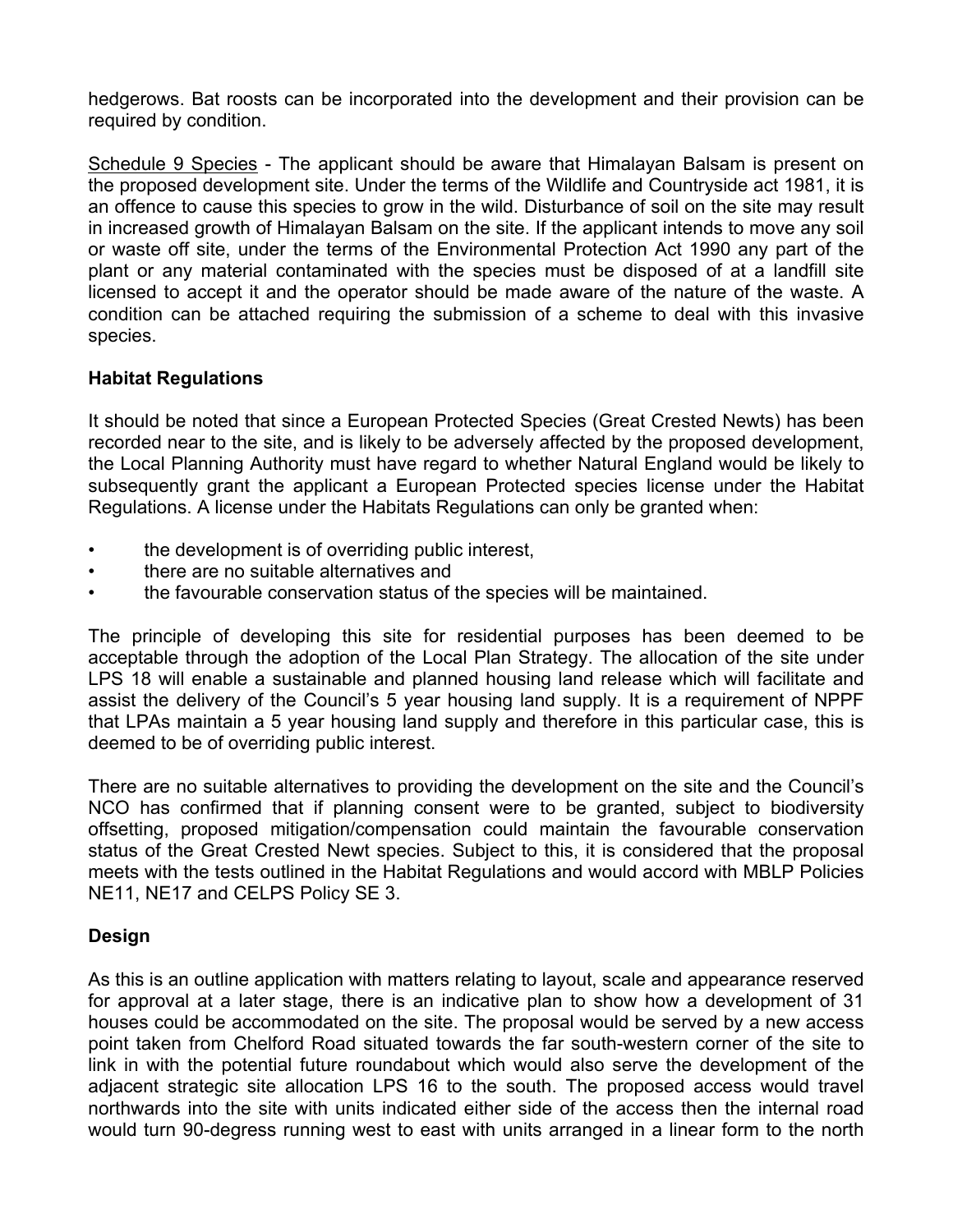hedgerows. Bat roosts can be incorporated into the development and their provision can be required by condition.

Schedule 9 Species - The applicant should be aware that Himalayan Balsam is present on the proposed development site. Under the terms of the Wildlife and Countryside act 1981, it is an offence to cause this species to grow in the wild. Disturbance of soil on the site may result in increased growth of Himalayan Balsam on the site. If the applicant intends to move any soil or waste off site, under the terms of the Environmental Protection Act 1990 any part of the plant or any material contaminated with the species must be disposed of at a landfill site licensed to accept it and the operator should be made aware of the nature of the waste. A condition can be attached requiring the submission of a scheme to deal with this invasive species.

**Habitat Regulations**

It should be noted that since a European Protected Species (Great Crested Newts) has been recorded near to the site, and is likely to be adversely affected by the proposed development, the Local Planning Authority must have regard to whether Natural England would be likely to subsequently grant the applicant a European Protected species license under the Habitat Regulations. A license under the Habitats Regulations can only be granted when:

- the development is of overriding public interest,
- there are no suitable alternatives and
- the favourable conservation status of the species will be maintained.

The principle of developing this site for residential purposes has been deemed to be acceptable through the adoption of the Local Plan Strategy. The allocation of the site under LPS 18 will enable a sustainable and planned housing land release which will facilitate and assist the delivery of the Council's 5 year housing land supply. It is a requirement of NPPF that LPAs maintain a 5 year housing land supply and therefore in this particular case, this is deemed to be of overriding public interest.

There are no suitable alternatives to providing the development on the site and the Council's NCO has confirmed that if planning consent were to be granted, subject to biodiversity offsetting, proposed mitigation/compensation could maintain the favourable conservation status of the Great Crested Newt species. Subject to this, it is considered that the proposal meets with the tests outlined in the Habitat Regulations and would accord with MBLP Policies NE11, NE17 and CELPS Policy SE 3.

**Design**

As this is an outline application with matters relating to layout, scale and appearance reserved for approval at a later stage, there is an indicative plan to show how a development of 31 houses could be accommodated on the site. The proposal would be served by a new access point taken from Chelford Road situated towards the far south-western corner of the site to link in with the potential future roundabout which would also serve the development of the adjacent strategic site allocation LPS 16 to the south. The proposed access would travel northwards into the site with units indicated either side of the access then the internal road would turn 90-degress running west to east with units arranged in a linear form to the north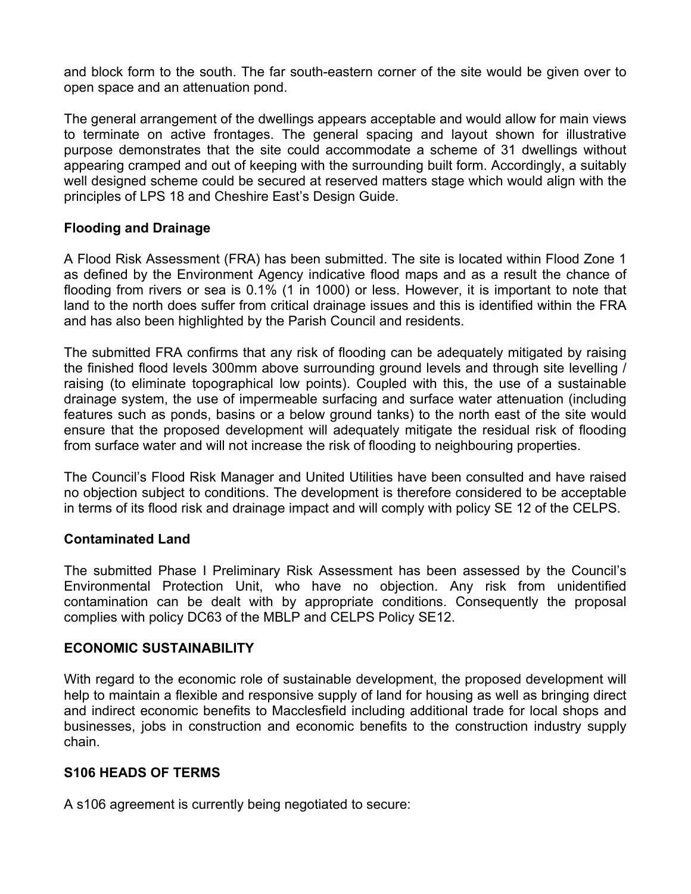and block form to the south. The far south-eastern corner of the site would be given over to open space and an attenuation pond.

The general arrangement of the dwellings appears acceptable and would allow for main views to terminate on active frontages. The general spacing and layout shown for illustrative purpose demonstrates that the site could accommodate a scheme of 31 dwellings without appearing cramped and out of keeping with the surrounding built form. Accordingly, a suitably well designed scheme could be secured at reserved matters stage which would align with the principles of LPS 18 and Cheshire East's Design Guide.

**Flooding and Drainage**

A Flood Risk Assessment (FRA) has been submitted. The site is located within Flood Zone 1 as defined by the Environment Agency indicative flood maps and as a result the chance of flooding from rivers or sea is 0.1% (1 in 1000) or less. However, it is important to note that land to the north does suffer from critical drainage issues and this is identified within the FRA and has also been highlighted by the Parish Council and residents.

The submitted FRA confirms that any risk of flooding can be adequately mitigated by raising the finished flood levels 300mm above surrounding ground levels and through site levelling / raising (to eliminate topographical low points). Coupled with this, the use of a sustainable drainage system, the use of impermeable surfacing and surface water attenuation (including features such as ponds, basins or a below ground tanks) to the north east of the site would ensure that the proposed development will adequately mitigate the residual risk of flooding from surface water and will not increase the risk of flooding to neighbouring properties.

The Council's Flood Risk Manager and United Utilities have been consulted and have raised no objection subject to conditions. The development is therefore considered to be acceptable in terms of its flood risk and drainage impact and will comply with policy SE 12 of the CELPS.

**Contaminated Land**

The submitted Phase I Preliminary Risk Assessment has been assessed by the Council's Environmental Protection Unit, who have no objection. Any risk from unidentified contamination can be dealt with by appropriate conditions. Consequently the proposal complies with policy DC63 of the MBLP and CELPS Policy SE12.

**ECONOMIC SUSTAINABILITY**

With regard to the economic role of sustainable development, the proposed development will help to maintain a flexible and responsive supply of land for housing as well as bringing direct and indirect economic benefits to Macclesfield including additional trade for local shops and businesses, jobs in construction and economic benefits to the construction industry supply chain.

**S106 HEADS OF TERMS**

A s106 agreement is currently being negotiated to secure: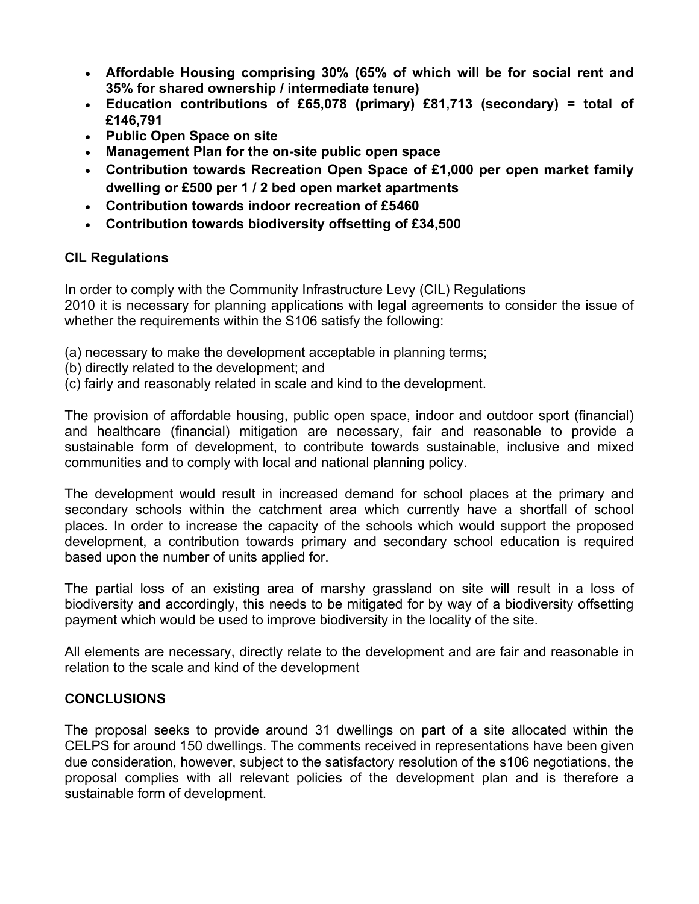- **Affordable Housing comprising 30% (65% of which will be for social rent and 35% for shared ownership / intermediate tenure)**
- **Education contributions of £65,078 (primary) £81,713 (secondary) = total of £146,791**
- **Public Open Space on site**
- **Management Plan for the on-site public open space**
- **Contribution towards Recreation Open Space of £1,000 per open market family dwelling or £500 per 1 / 2 bed open market apartments**
- **Contribution towards indoor recreation of £5460**
- **Contribution towards biodiversity offsetting of £34,500**

**CIL Regulations**

In order to comply with the Community Infrastructure Levy (CIL) Regulations 2010 it is necessary for planning applications with legal agreements to consider the issue of whether the requirements within the S106 satisfy the following:

(a) necessary to make the development acceptable in planning terms;
(b) directly related to the development; and
(c) fairly and reasonably related in scale and kind to the development.

The provision of affordable housing, public open space, indoor and outdoor sport (financial) and healthcare (financial) mitigation are necessary, fair and reasonable to provide a sustainable form of development, to contribute towards sustainable, inclusive and mixed communities and to comply with local and national planning policy.

The development would result in increased demand for school places at the primary and secondary schools within the catchment area which currently have a shortfall of school places. In order to increase the capacity of the schools which would support the proposed development, a contribution towards primary and secondary school education is required based upon the number of units applied for.

The partial loss of an existing area of marshy grassland on site will result in a loss of biodiversity and accordingly, this needs to be mitigated for by way of a biodiversity offsetting payment which would be used to improve biodiversity in the locality of the site.

All elements are necessary, directly relate to the development and are fair and reasonable in relation to the scale and kind of the development

**CONCLUSIONS**

The proposal seeks to provide around 31 dwellings on part of a site allocated within the CELPS for around 150 dwellings. The comments received in representations have been given due consideration, however, subject to the satisfactory resolution of the s106 negotiations, the proposal complies with all relevant policies of the development plan and is therefore a sustainable form of development.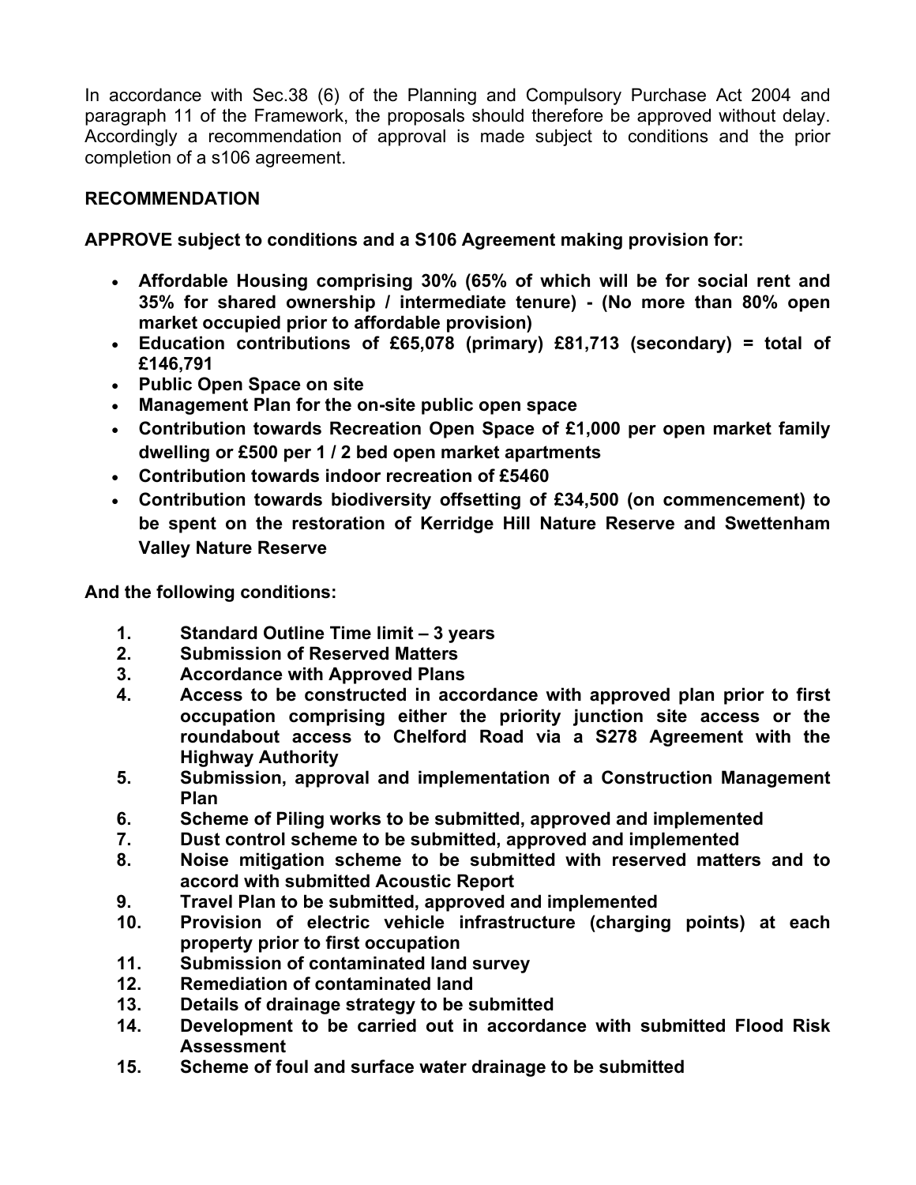In accordance with Sec.38 (6) of the Planning and Compulsory Purchase Act 2004 and paragraph 11 of the Framework, the proposals should therefore be approved without delay. Accordingly a recommendation of approval is made subject to conditions and the prior completion of a s106 agreement.

**RECOMMENDATION**

**APPROVE subject to conditions and a S106 Agreement making provision for:**

- **Affordable Housing comprising 30% (65% of which will be for social rent and 35% for shared ownership / intermediate tenure) - (No more than 80% open market occupied prior to affordable provision)**
- **Education contributions of £65,078 (primary) £81,713 (secondary) = total of £146,791**
- **Public Open Space on site**
- **Management Plan for the on-site public open space**
- **Contribution towards Recreation Open Space of £1,000 per open market family dwelling or £500 per 1 / 2 bed open market apartments**
- **Contribution towards indoor recreation of £5460**
- **Contribution towards biodiversity offsetting of £34,500 (on commencement) to be spent on the restoration of Kerridge Hill Nature Reserve and Swettenham Valley Nature Reserve**

**And the following conditions:**

1. **Standard Outline Time limit – 3 years**
2. **Submission of Reserved Matters**
3. **Accordance with Approved Plans**
4. **Access to be constructed in accordance with approved plan prior to first occupation comprising either the priority junction site access or the roundabout access to Chelford Road via a S278 Agreement with the Highway Authority**
5. **Submission, approval and implementation of a Construction Management Plan**
6. **Scheme of Piling works to be submitted, approved and implemented**
7. **Dust control scheme to be submitted, approved and implemented**
8. **Noise mitigation scheme to be submitted with reserved matters and to accord with submitted Acoustic Report**
9. **Travel Plan to be submitted, approved and implemented**
10. **Provision of electric vehicle infrastructure (charging points) at each property prior to first occupation**
11. **Submission of contaminated land survey**
12. **Remediation of contaminated land**
13. **Details of drainage strategy to be submitted**
14. **Development to be carried out in accordance with submitted Flood Risk Assessment**
15. **Scheme of foul and surface water drainage to be submitted**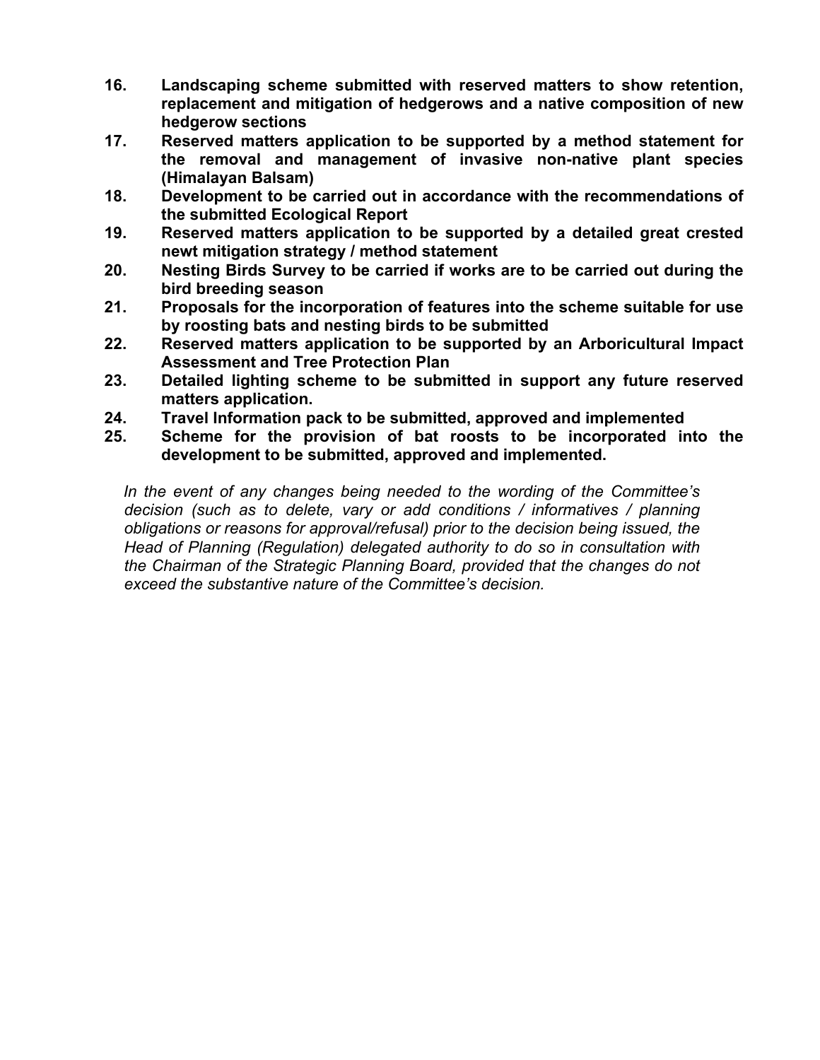16. **Landscaping scheme submitted with reserved matters to show retention, replacement and mitigation of hedgerows and a native composition of new hedgerow sections**
17. **Reserved matters application to be supported by a method statement for the removal and management of invasive non-native plant species (Himalayan Balsam)**
18. **Development to be carried out in accordance with the recommendations of the submitted Ecological Report**
19. **Reserved matters application to be supported by a detailed great crested newt mitigation strategy / method statement**
20. **Nesting Birds Survey to be carried if works are to be carried out during the bird breeding season**
21. **Proposals for the incorporation of features into the scheme suitable for use by roosting bats and nesting birds to be submitted**
22. **Reserved matters application to be supported by an Arboricultural Impact Assessment and Tree Protection Plan**
23. **Detailed lighting scheme to be submitted in support any future reserved matters application.**
24. **Travel Information pack to be submitted, approved and implemented**
25. **Scheme for the provision of bat roosts to be incorporated into the development to be submitted, approved and implemented.**

*In the event of any changes being needed to the wording of the Committee's decision (such as to delete, vary or add conditions / informatives / planning obligations or reasons for approval/refusal) prior to the decision being issued, the Head of Planning (Regulation) delegated authority to do so in consultation with the Chairman of the Strategic Planning Board, provided that the changes do not exceed the substantive nature of the Committee's decision.*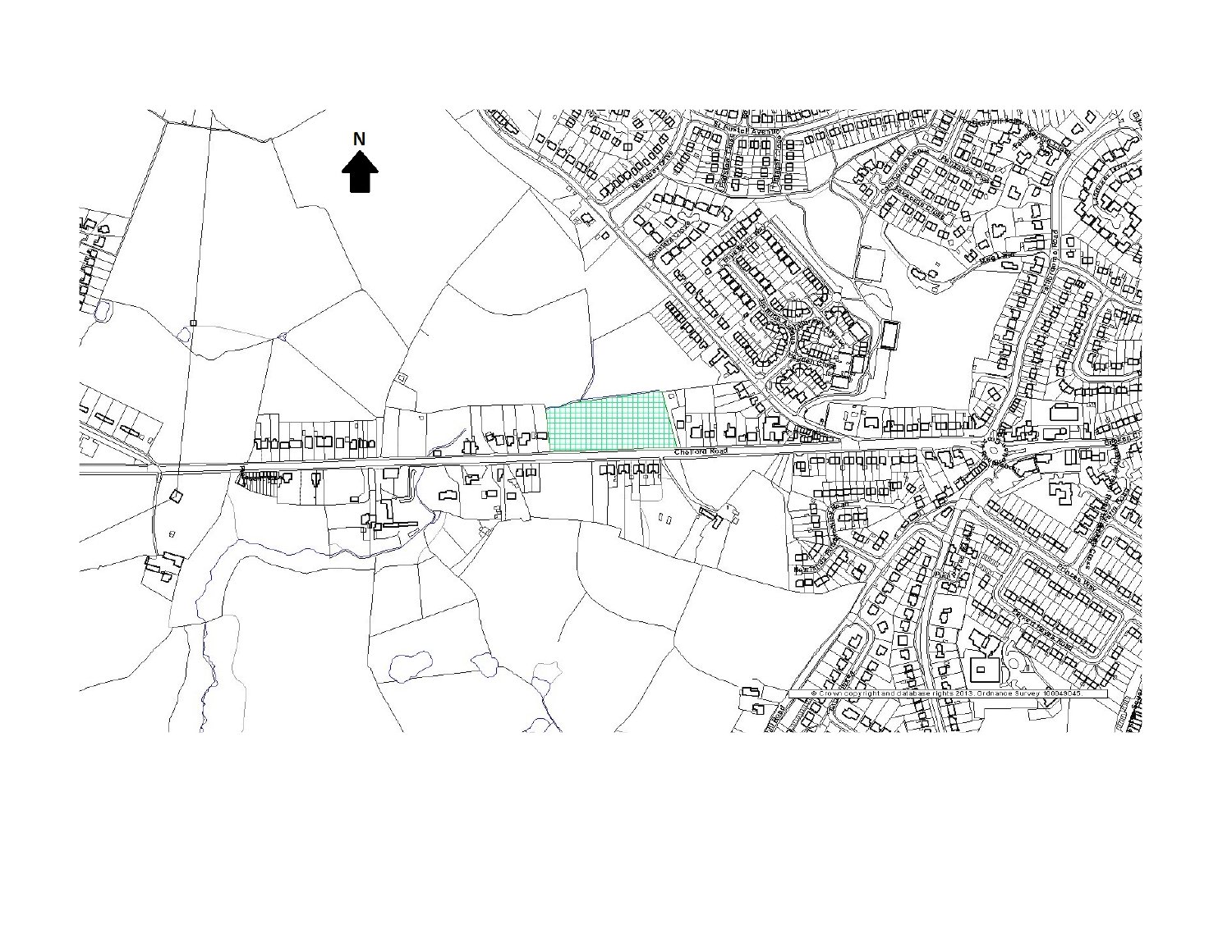N

Chelford Road

© Crown copyright and database rights 2013. Ordnance Survey 100049045.